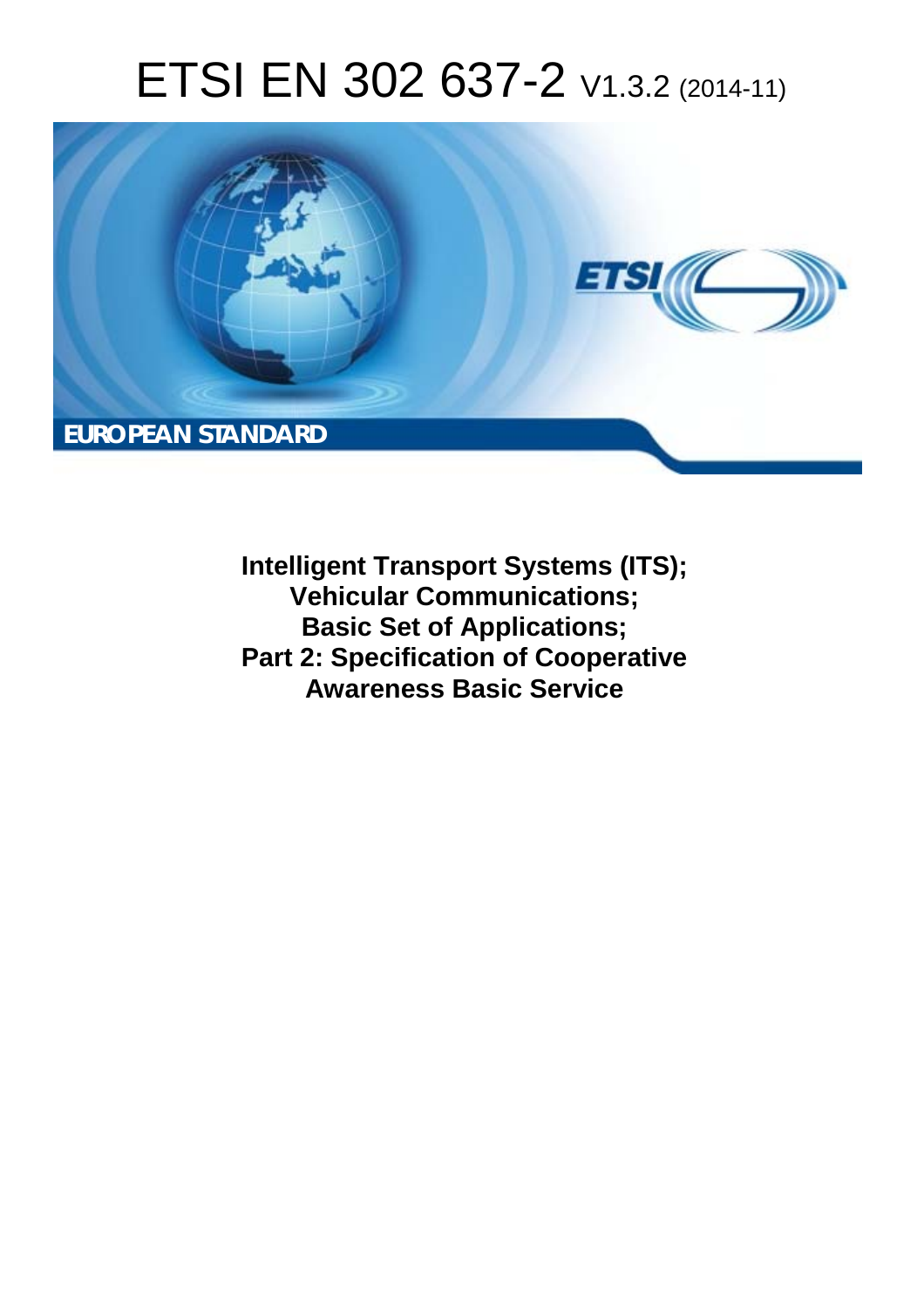# ETSI EN 302 637-2 V1.3.2 (2014-11)

**EUROPEAN STANDARD**

**Intelligent Transport Systems (ITS); Vehicular Communications; Basic Set of Applications; Part 2: Specification of Cooperative Awareness Basic Service**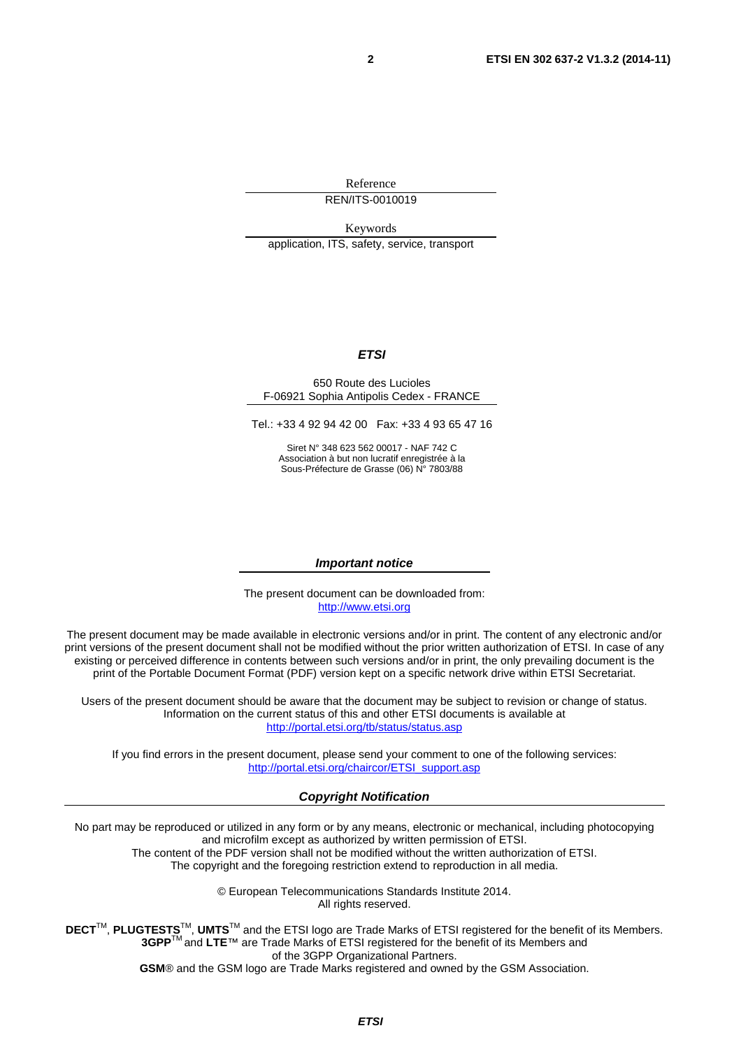Reference

REN/ITS-0010019

Keywords

application, ITS, safety, service, transport

***ETSI***

650 Route des Lucioles
F-06921 Sophia Antipolis Cedex - FRANCE

Tel.: +33 4 92 94 42 00 Fax: +33 4 93 65 47 16

Siret N° 348 623 562 00017 - NAF 742 C
Association à but non lucratif enregistrée à la
Sous-Préfecture de Grasse (06) N° 7803/88

***Important notice***

The present document can be downloaded from:
http://www.etsi.org

The present document may be made available in electronic versions and/or in print. The content of any electronic and/or print versions of the present document shall not be modified without the prior written authorization of ETSI. In case of any existing or perceived difference in contents between such versions and/or in print, the only prevailing document is the print of the Portable Document Format (PDF) version kept on a specific network drive within ETSI Secretariat.

Users of the present document should be aware that the document may be subject to revision or change of status. Information on the current status of this and other ETSI documents is available at
http://portal.etsi.org/tb/status/status.asp

If you find errors in the present document, please send your comment to one of the following services:
http://portal.etsi.org/chaircor/ETSI_support.asp

***Copyright Notification***

No part may be reproduced or utilized in any form or by any means, electronic or mechanical, including photocopying and microfilm except as authorized by written permission of ETSI.
The content of the PDF version shall not be modified without the written authorization of ETSI.
The copyright and the foregoing restriction extend to reproduction in all media.

© European Telecommunications Standards Institute 2014.
All rights reserved.

**DECT**™, **PLUGTESTS**™, **UMTS**™ and the ETSI logo are Trade Marks of ETSI registered for the benefit of its Members.
**3GPP**™ and **LTE**™ are Trade Marks of ETSI registered for the benefit of its Members and of the 3GPP Organizational Partners.
**GSM**® and the GSM logo are Trade Marks registered and owned by the GSM Association.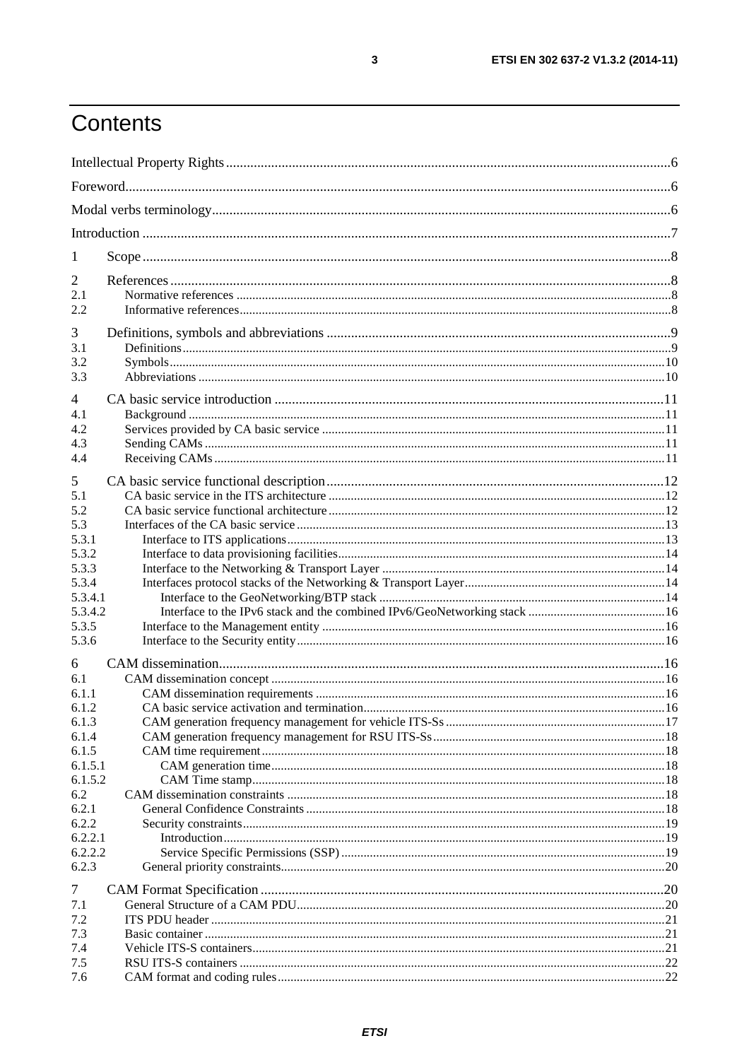# Contents

Intellectual Property Rights ........................................................................................................................... 6

Foreword ........................................................................................................................................................ 6

Modal verbs terminology ............................................................................................................................... 6

Introduction .................................................................................................................................................... 7

1 Scope ........................................................................................................................................................... 8

2 References ................................................................................................................................................... 8
2.1 Normative references ............................................................................................................................... 8
2.2 Informative references ............................................................................................................................. 8

3 Definitions, symbols and abbreviations ....................................................................................................... 9
3.1 Definitions ............................................................................................................................................... 9
3.2 Symbols .................................................................................................................................................. 10
3.3 Abbreviations ......................................................................................................................................... 10

4 CA basic service introduction ................................................................................................................... 11
4.1 Background ............................................................................................................................................ 11
4.2 Services provided by CA basic service .................................................................................................. 11
4.3 Sending CAMs ....................................................................................................................................... 11
4.4 Receiving CAMs .................................................................................................................................... 11

5 CA basic service functional description .................................................................................................... 12
5.1 CA basic service in the ITS architecture ................................................................................................ 12
5.2 CA basic service functional architecture ................................................................................................ 12
5.3 Interfaces of the CA basic service .......................................................................................................... 13
5.3.1 Interface to ITS applications ............................................................................................................... 13
5.3.2 Interface to data provisioning facilities ............................................................................................... 14
5.3.3 Interface to the Networking & Transport Layer .................................................................................. 14
5.3.4 Interfaces protocol stacks of the Networking & Transport Layer ........................................................ 14
5.3.4.1 Interface to the GeoNetworking/BTP stack ...................................................................................... 14
5.3.4.2 Interface to the IPv6 stack and the combined IPv6/GeoNetworking stack ....................................... 16
5.3.5 Interface to the Management entity .................................................................................................... 16
5.3.6 Interface to the Security entity ............................................................................................................ 16

6 CAM dissemination ................................................................................................................................... 16
6.1 CAM dissemination concept .................................................................................................................. 16
6.1.1 CAM dissemination requirements ...................................................................................................... 16
6.1.2 CA basic service activation and termination ....................................................................................... 16
6.1.3 CAM generation frequency management for vehicle ITS-Ss ............................................................. 17
6.1.4 CAM generation frequency management for RSU ITS-Ss ................................................................. 18
6.1.5 CAM time requirement ....................................................................................................................... 18
6.1.5.1 CAM generation time ....................................................................................................................... 18
6.1.5.2 CAM Time stamp ............................................................................................................................. 18
6.2 CAM dissemination constraints ............................................................................................................. 18
6.2.1 General Confidence Constraints ......................................................................................................... 18
6.2.2 Security constraints ............................................................................................................................. 19
6.2.2.1 Introduction ...................................................................................................................................... 19
6.2.2.2 Service Specific Permissions (SSP) .................................................................................................. 19
6.2.3 General priority constraints ................................................................................................................. 20

7 CAM Format Specification ........................................................................................................................ 20
7.1 General Structure of a CAM PDU .......................................................................................................... 20
7.2 ITS PDU header ..................................................................................................................................... 21
7.3 Basic container ....................................................................................................................................... 21
7.4 Vehicle ITS-S containers ........................................................................................................................ 21
7.5 RSU ITS-S containers ............................................................................................................................ 22
7.6 CAM format and coding rules ................................................................................................................ 22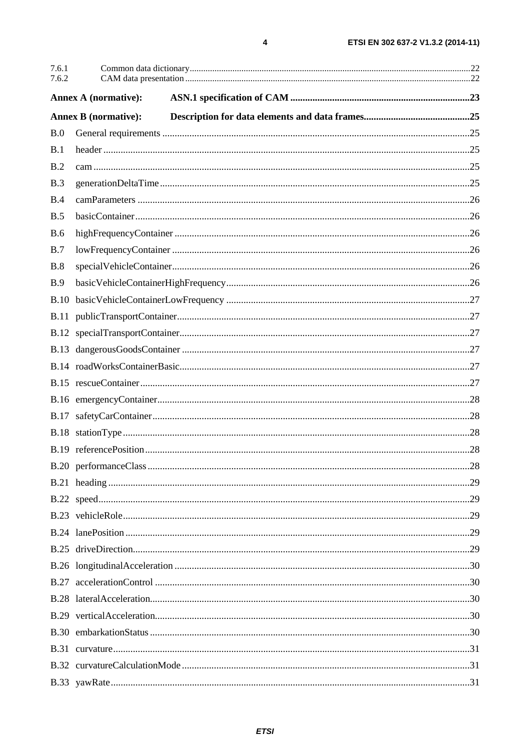7.6.1 Common data dictionary ......................................................................................................................22
7.6.2 CAM data presentation ..........................................................................................................................22

**Annex A (normative): ASN.1 specification of CAM** ........................................................................**23**

**Annex B (normative): Description for data elements and data frames**..........................................**25**

B.0 General requirements ...........................................................................................................................25

B.1 header ...................................................................................................................................................25

B.2 cam .......................................................................................................................................................25

B.3 generationDeltaTime ............................................................................................................................25

B.4 camParameters .....................................................................................................................................26

B.5 basicContainer ......................................................................................................................................26

B.6 highFrequencyContainer ......................................................................................................................26

B.7 lowFrequencyContainer .......................................................................................................................26

B.8 specialVehicleContainer .......................................................................................................................26

B.9 basicVehicleContainerHighFrequency .................................................................................................26

B.10 basicVehicleContainerLowFrequency .................................................................................................27

B.11 publicTransportContainer .....................................................................................................................27

B.12 specialTransportContainer ....................................................................................................................27

B.13 dangerousGoodsContainer ...................................................................................................................27

B.14 roadWorksContainerBasic ....................................................................................................................27

B.15 rescueContainer ....................................................................................................................................27

B.16 emergencyContainer .............................................................................................................................28

B.17 safetyCarContainer ...............................................................................................................................28

B.18 stationType ...........................................................................................................................................28

B.19 referencePosition ..................................................................................................................................28

B.20 performanceClass .................................................................................................................................28

B.21 heading .................................................................................................................................................29

B.22 speed .....................................................................................................................................................29

B.23 vehicleRole ...........................................................................................................................................29

B.24 lanePosition ..........................................................................................................................................29

B.25 driveDirection .......................................................................................................................................29

B.26 longitudinalAcceleration ......................................................................................................................30

B.27 accelerationControl ..............................................................................................................................30

B.28 lateralAcceleration ................................................................................................................................30

B.29 verticalAcceleration ..............................................................................................................................30

B.30 embarkationStatus ................................................................................................................................30

B.31 curvature ...............................................................................................................................................31

B.32 curvatureCalculationMode ...................................................................................................................31

B.33 yawRate ................................................................................................................................................31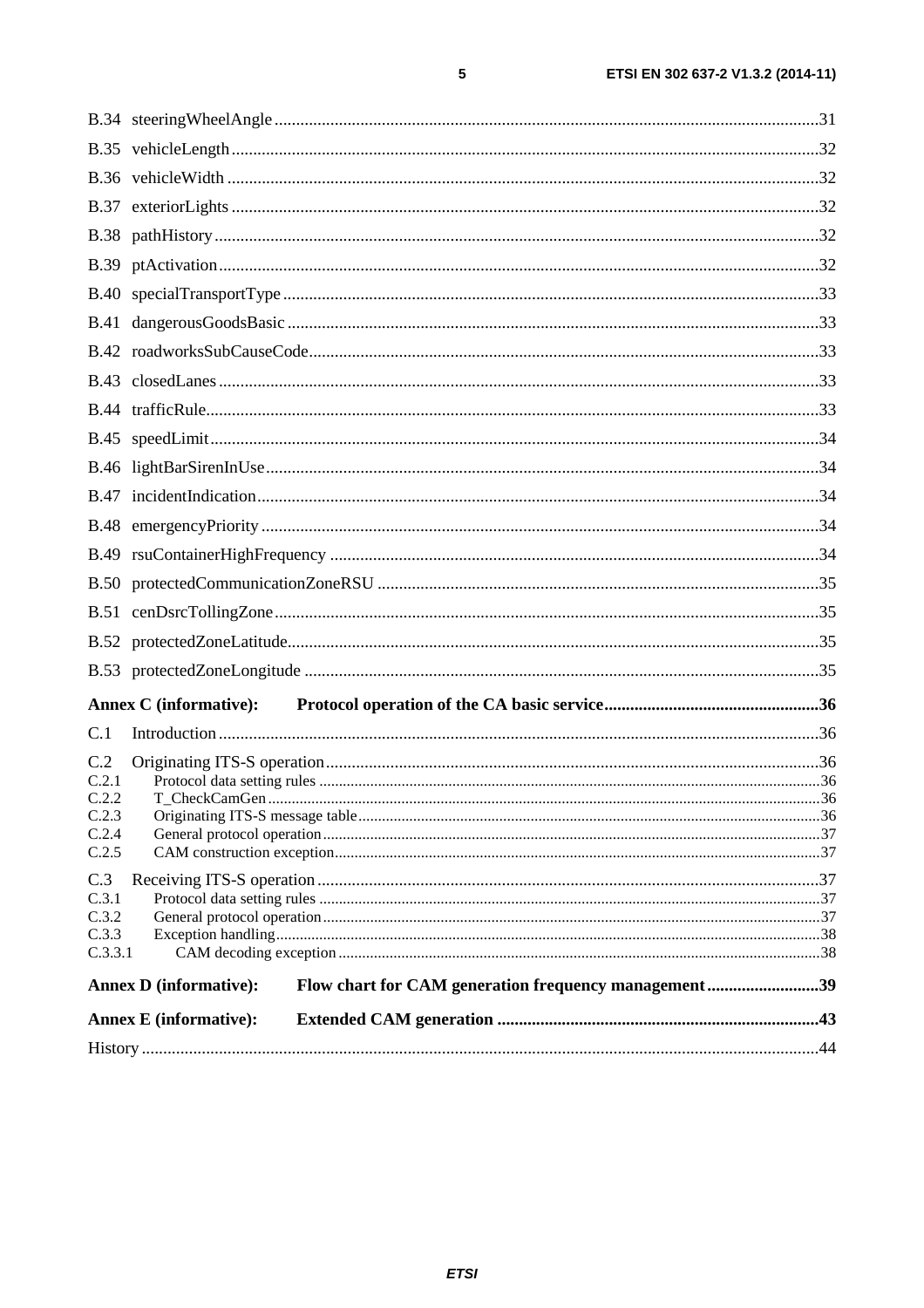B.34 steeringWheelAngle ........................................................................................................................31

B.35 vehicleLength .................................................................................................................................32

B.36 vehicleWidth ..................................................................................................................................32

B.37 exteriorLights .................................................................................................................................32

B.38 pathHistory .....................................................................................................................................32

B.39 ptActivation ....................................................................................................................................32

B.40 specialTransportType .....................................................................................................................33

B.41 dangerousGoodsBasic ....................................................................................................................33

B.42 roadworksSubCauseCode ...............................................................................................................33

B.43 closedLanes ....................................................................................................................................33

B.44 trafficRule .......................................................................................................................................33

B.45 speedLimit ......................................................................................................................................34

B.46 lightBarSirenInUse .........................................................................................................................34

B.47 incidentIndication ...........................................................................................................................34

B.48 emergencyPriority ..........................................................................................................................34

B.49 rsuContainerHighFrequency ..........................................................................................................34

B.50 protectedCommunicationZoneRSU ...............................................................................................35

B.51 cenDsrcTollingZone .......................................................................................................................35

B.52 protectedZoneLatitude ....................................................................................................................35

B.53 protectedZoneLongitude ................................................................................................................35

**Annex C (informative): Protocol operation of the CA basic service ....................................................36**

C.1 Introduction ......................................................................................................................................36

C.2 Originating ITS-S operation ............................................................................................................36

C.2.1 Protocol data setting rules ..............................................................................................................36

C.2.2 T_CheckCamGen ...........................................................................................................................36

C.2.3 Originating ITS-S message table ....................................................................................................36

C.2.4 General protocol operation .............................................................................................................37

C.2.5 CAM construction exception .........................................................................................................37

C.3 Receiving ITS-S operation ...............................................................................................................37

C.3.1 Protocol data setting rules ..............................................................................................................37

C.3.2 General protocol operation .............................................................................................................37

C.3.3 Exception handling .........................................................................................................................38

C.3.3.1 CAM decoding exception ............................................................................................................38

**Annex D (informative): Flow chart for CAM generation frequency management ..........................39**

**Annex E (informative): Extended CAM generation ..........................................................................43**

History ..................................................................................................................................................44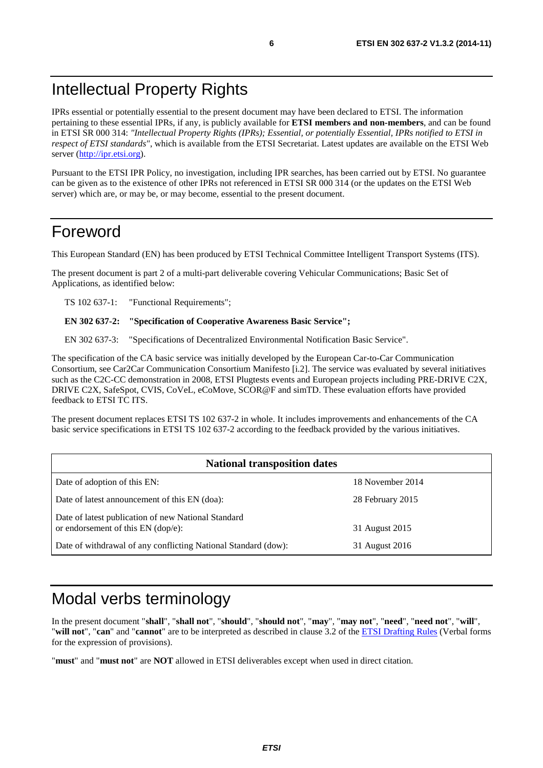# Intellectual Property Rights

IPRs essential or potentially essential to the present document may have been declared to ETSI. The information pertaining to these essential IPRs, if any, is publicly available for **ETSI members and non-members**, and can be found in ETSI SR 000 314: *"Intellectual Property Rights (IPRs); Essential, or potentially Essential, IPRs notified to ETSI in respect of ETSI standards"*, which is available from the ETSI Secretariat. Latest updates are available on the ETSI Web server (http://ipr.etsi.org).

Pursuant to the ETSI IPR Policy, no investigation, including IPR searches, has been carried out by ETSI. No guarantee can be given as to the existence of other IPRs not referenced in ETSI SR 000 314 (or the updates on the ETSI Web server) which are, or may be, or may become, essential to the present document.

# Foreword

This European Standard (EN) has been produced by ETSI Technical Committee Intelligent Transport Systems (ITS).

The present document is part 2 of a multi-part deliverable covering Vehicular Communications; Basic Set of Applications, as identified below:

TS 102 637-1: "Functional Requirements";

**EN 302 637-2: "Specification of Cooperative Awareness Basic Service";**

EN 302 637-3: "Specifications of Decentralized Environmental Notification Basic Service".

The specification of the CA basic service was initially developed by the European Car-to-Car Communication Consortium, see Car2Car Communication Consortium Manifesto [i.2]. The service was evaluated by several initiatives such as the C2C-CC demonstration in 2008, ETSI Plugtests events and European projects including PRE-DRIVE C2X, DRIVE C2X, SafeSpot, CVIS, CoVeL, eCoMove, SCOR@F and simTD. These evaluation efforts have provided feedback to ETSI TC ITS.

The present document replaces ETSI TS 102 637-2 in whole. It includes improvements and enhancements of the CA basic service specifications in ETSI TS 102 637-2 according to the feedback provided by the various initiatives.

| **National transposition dates** | |
|---|---|
| Date of adoption of this EN: | 18 November 2014 |
| Date of latest announcement of this EN (doa): | 28 February 2015 |
| Date of latest publication of new National Standard or endorsement of this EN (dop/e): | 31 August 2015 |
| Date of withdrawal of any conflicting National Standard (dow): | 31 August 2016 |

# Modal verbs terminology

In the present document "**shall**", "**shall not**", "**should**", "**should not**", "**may**", "**may not**", "**need**", "**need not**", "**will**", "**will not**", "**can**" and "**cannot**" are to be interpreted as described in clause 3.2 of the ETSI Drafting Rules (Verbal forms for the expression of provisions).

"**must**" and "**must not**" are **NOT** allowed in ETSI deliverables except when used in direct citation.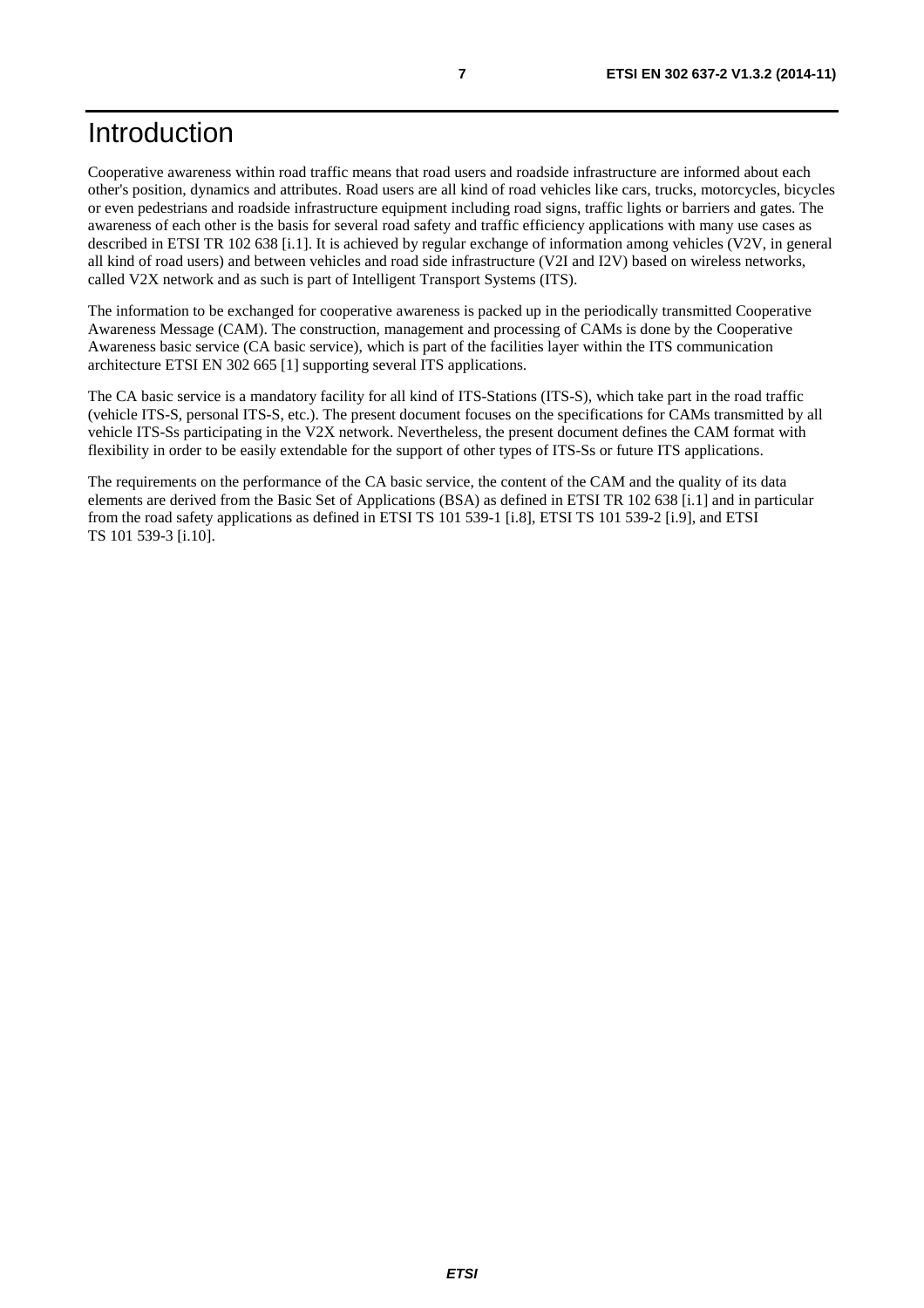# Introduction

Cooperative awareness within road traffic means that road users and roadside infrastructure are informed about each other's position, dynamics and attributes. Road users are all kind of road vehicles like cars, trucks, motorcycles, bicycles or even pedestrians and roadside infrastructure equipment including road signs, traffic lights or barriers and gates. The awareness of each other is the basis for several road safety and traffic efficiency applications with many use cases as described in ETSI TR 102 638 [i.1]. It is achieved by regular exchange of information among vehicles (V2V, in general all kind of road users) and between vehicles and road side infrastructure (V2I and I2V) based on wireless networks, called V2X network and as such is part of Intelligent Transport Systems (ITS).

The information to be exchanged for cooperative awareness is packed up in the periodically transmitted Cooperative Awareness Message (CAM). The construction, management and processing of CAMs is done by the Cooperative Awareness basic service (CA basic service), which is part of the facilities layer within the ITS communication architecture ETSI EN 302 665 [1] supporting several ITS applications.

The CA basic service is a mandatory facility for all kind of ITS-Stations (ITS-S), which take part in the road traffic (vehicle ITS-S, personal ITS-S, etc.). The present document focuses on the specifications for CAMs transmitted by all vehicle ITS-Ss participating in the V2X network. Nevertheless, the present document defines the CAM format with flexibility in order to be easily extendable for the support of other types of ITS-Ss or future ITS applications.

The requirements on the performance of the CA basic service, the content of the CAM and the quality of its data elements are derived from the Basic Set of Applications (BSA) as defined in ETSI TR 102 638 [i.1] and in particular from the road safety applications as defined in ETSI TS 101 539-1 [i.8], ETSI TS 101 539-2 [i.9], and ETSI TS 101 539-3 [i.10].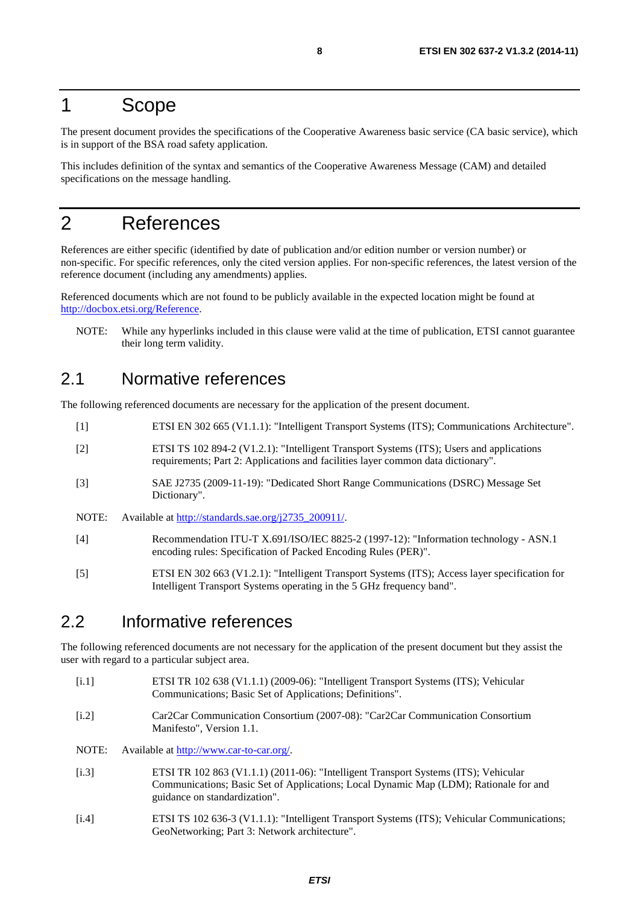# 1 Scope

The present document provides the specifications of the Cooperative Awareness basic service (CA basic service), which is in support of the BSA road safety application.

This includes definition of the syntax and semantics of the Cooperative Awareness Message (CAM) and detailed specifications on the message handling.

# 2 References

References are either specific (identified by date of publication and/or edition number or version number) or non-specific. For specific references, only the cited version applies. For non-specific references, the latest version of the reference document (including any amendments) applies.

Referenced documents which are not found to be publicly available in the expected location might be found at http://docbox.etsi.org/Reference.

NOTE: While any hyperlinks included in this clause were valid at the time of publication, ETSI cannot guarantee their long term validity.

## 2.1 Normative references

The following referenced documents are necessary for the application of the present document.

[1] ETSI EN 302 665 (V1.1.1): "Intelligent Transport Systems (ITS); Communications Architecture".

[2] ETSI TS 102 894-2 (V1.2.1): "Intelligent Transport Systems (ITS); Users and applications requirements; Part 2: Applications and facilities layer common data dictionary".

[3] SAE J2735 (2009-11-19): "Dedicated Short Range Communications (DSRC) Message Set Dictionary".

NOTE: Available at http://standards.sae.org/j2735_200911/.

[4] Recommendation ITU-T X.691/ISO/IEC 8825-2 (1997-12): "Information technology - ASN.1 encoding rules: Specification of Packed Encoding Rules (PER)".

[5] ETSI EN 302 663 (V1.2.1): "Intelligent Transport Systems (ITS); Access layer specification for Intelligent Transport Systems operating in the 5 GHz frequency band".

## 2.2 Informative references

The following referenced documents are not necessary for the application of the present document but they assist the user with regard to a particular subject area.

[i.1] ETSI TR 102 638 (V1.1.1) (2009-06): "Intelligent Transport Systems (ITS); Vehicular Communications; Basic Set of Applications; Definitions".

[i.2] Car2Car Communication Consortium (2007-08): "Car2Car Communication Consortium Manifesto", Version 1.1.

NOTE: Available at http://www.car-to-car.org/.

[i.3] ETSI TR 102 863 (V1.1.1) (2011-06): "Intelligent Transport Systems (ITS); Vehicular Communications; Basic Set of Applications; Local Dynamic Map (LDM); Rationale for and guidance on standardization".

[i.4] ETSI TS 102 636-3 (V1.1.1): "Intelligent Transport Systems (ITS); Vehicular Communications; GeoNetworking; Part 3: Network architecture".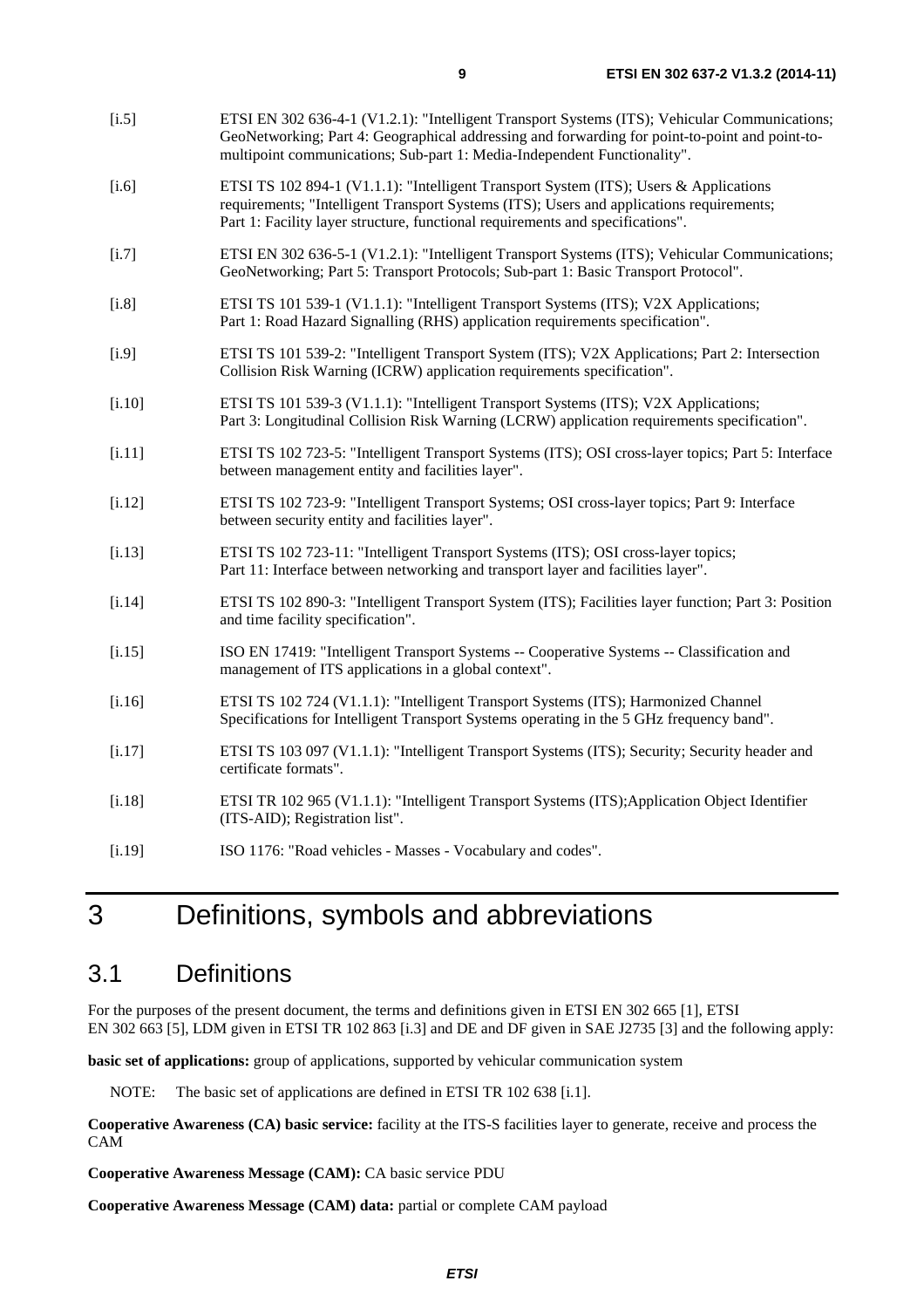[i.5] ETSI EN 302 636-4-1 (V1.2.1): "Intelligent Transport Systems (ITS); Vehicular Communications; GeoNetworking; Part 4: Geographical addressing and forwarding for point-to-point and point-to-multipoint communications; Sub-part 1: Media-Independent Functionality".

[i.6] ETSI TS 102 894-1 (V1.1.1): "Intelligent Transport System (ITS); Users & Applications requirements; "Intelligent Transport Systems (ITS); Users and applications requirements; Part 1: Facility layer structure, functional requirements and specifications".

[i.7] ETSI EN 302 636-5-1 (V1.2.1): "Intelligent Transport Systems (ITS); Vehicular Communications; GeoNetworking; Part 5: Transport Protocols; Sub-part 1: Basic Transport Protocol".

[i.8] ETSI TS 101 539-1 (V1.1.1): "Intelligent Transport Systems (ITS); V2X Applications; Part 1: Road Hazard Signalling (RHS) application requirements specification".

[i.9] ETSI TS 101 539-2: "Intelligent Transport System (ITS); V2X Applications; Part 2: Intersection Collision Risk Warning (ICRW) application requirements specification".

[i.10] ETSI TS 101 539-3 (V1.1.1): "Intelligent Transport Systems (ITS); V2X Applications; Part 3: Longitudinal Collision Risk Warning (LCRW) application requirements specification".

[i.11] ETSI TS 102 723-5: "Intelligent Transport Systems (ITS); OSI cross-layer topics; Part 5: Interface between management entity and facilities layer".

[i.12] ETSI TS 102 723-9: "Intelligent Transport Systems; OSI cross-layer topics; Part 9: Interface between security entity and facilities layer".

[i.13] ETSI TS 102 723-11: "Intelligent Transport Systems (ITS); OSI cross-layer topics; Part 11: Interface between networking and transport layer and facilities layer".

[i.14] ETSI TS 102 890-3: "Intelligent Transport System (ITS); Facilities layer function; Part 3: Position and time facility specification".

[i.15] ISO EN 17419: "Intelligent Transport Systems -- Cooperative Systems -- Classification and management of ITS applications in a global context".

[i.16] ETSI TS 102 724 (V1.1.1): "Intelligent Transport Systems (ITS); Harmonized Channel Specifications for Intelligent Transport Systems operating in the 5 GHz frequency band".

[i.17] ETSI TS 103 097 (V1.1.1): "Intelligent Transport Systems (ITS); Security; Security header and certificate formats".

[i.18] ETSI TR 102 965 (V1.1.1): "Intelligent Transport Systems (ITS);Application Object Identifier (ITS-AID); Registration list".

[i.19] ISO 1176: "Road vehicles - Masses - Vocabulary and codes".

# 3 Definitions, symbols and abbreviations

## 3.1 Definitions

For the purposes of the present document, the terms and definitions given in ETSI EN 302 665 [1], ETSI EN 302 663 [5], LDM given in ETSI TR 102 863 [i.3] and DE and DF given in SAE J2735 [3] and the following apply:

**basic set of applications:** group of applications, supported by vehicular communication system

NOTE: The basic set of applications are defined in ETSI TR 102 638 [i.1].

**Cooperative Awareness (CA) basic service:** facility at the ITS-S facilities layer to generate, receive and process the CAM

**Cooperative Awareness Message (CAM):** CA basic service PDU

**Cooperative Awareness Message (CAM) data:** partial or complete CAM payload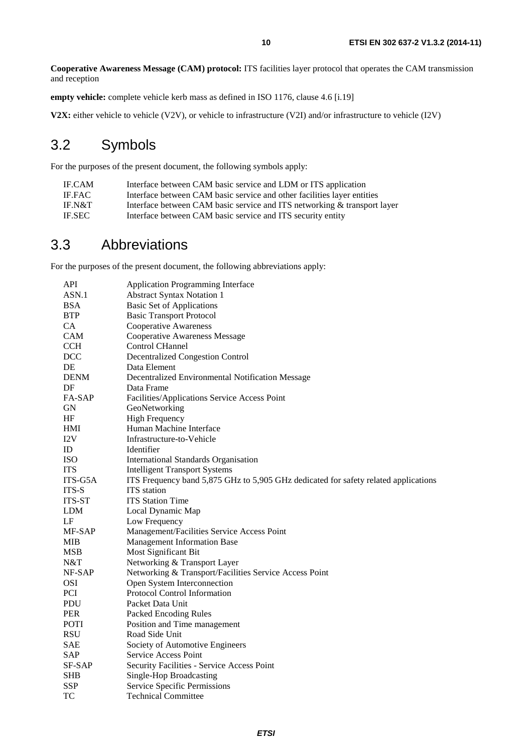**Cooperative Awareness Message (CAM) protocol:** ITS facilities layer protocol that operates the CAM transmission and reception

**empty vehicle:** complete vehicle kerb mass as defined in ISO 1176, clause 4.6 [i.19]

**V2X:** either vehicle to vehicle (V2V), or vehicle to infrastructure (V2I) and/or infrastructure to vehicle (I2V)

## 3.2 Symbols

For the purposes of the present document, the following symbols apply:

| | |
|---|---|
| IF.CAM | Interface between CAM basic service and LDM or ITS application |
| IF.FAC | Interface between CAM basic service and other facilities layer entities |
| IF.N&T | Interface between CAM basic service and ITS networking & transport layer |
| IF.SEC | Interface between CAM basic service and ITS security entity |

## 3.3 Abbreviations

For the purposes of the present document, the following abbreviations apply:

| | |
|---|---|
| API | Application Programming Interface |
| ASN.1 | Abstract Syntax Notation 1 |
| BSA | Basic Set of Applications |
| BTP | Basic Transport Protocol |
| CA | Cooperative Awareness |
| CAM | Cooperative Awareness Message |
| CCH | Control CHannel |
| DCC | Decentralized Congestion Control |
| DE | Data Element |
| DENM | Decentralized Environmental Notification Message |
| DF | Data Frame |
| FA-SAP | Facilities/Applications Service Access Point |
| GN | GeoNetworking |
| HF | High Frequency |
| HMI | Human Machine Interface |
| I2V | Infrastructure-to-Vehicle |
| ID | Identifier |
| ISO | International Standards Organisation |
| ITS | Intelligent Transport Systems |
| ITS-G5A | ITS Frequency band 5,875 GHz to 5,905 GHz dedicated for safety related applications |
| ITS-S | ITS station |
| ITS-ST | ITS Station Time |
| LDM | Local Dynamic Map |
| LF | Low Frequency |
| MF-SAP | Management/Facilities Service Access Point |
| MIB | Management Information Base |
| MSB | Most Significant Bit |
| N&T | Networking & Transport Layer |
| NF-SAP | Networking & Transport/Facilities Service Access Point |
| OSI | Open System Interconnection |
| PCI | Protocol Control Information |
| PDU | Packet Data Unit |
| PER | Packed Encoding Rules |
| POTI | Position and Time management |
| RSU | Road Side Unit |
| SAE | Society of Automotive Engineers |
| SAP | Service Access Point |
| SF-SAP | Security Facilities - Service Access Point |
| SHB | Single-Hop Broadcasting |
| SSP | Service Specific Permissions |
| TC | Technical Committee |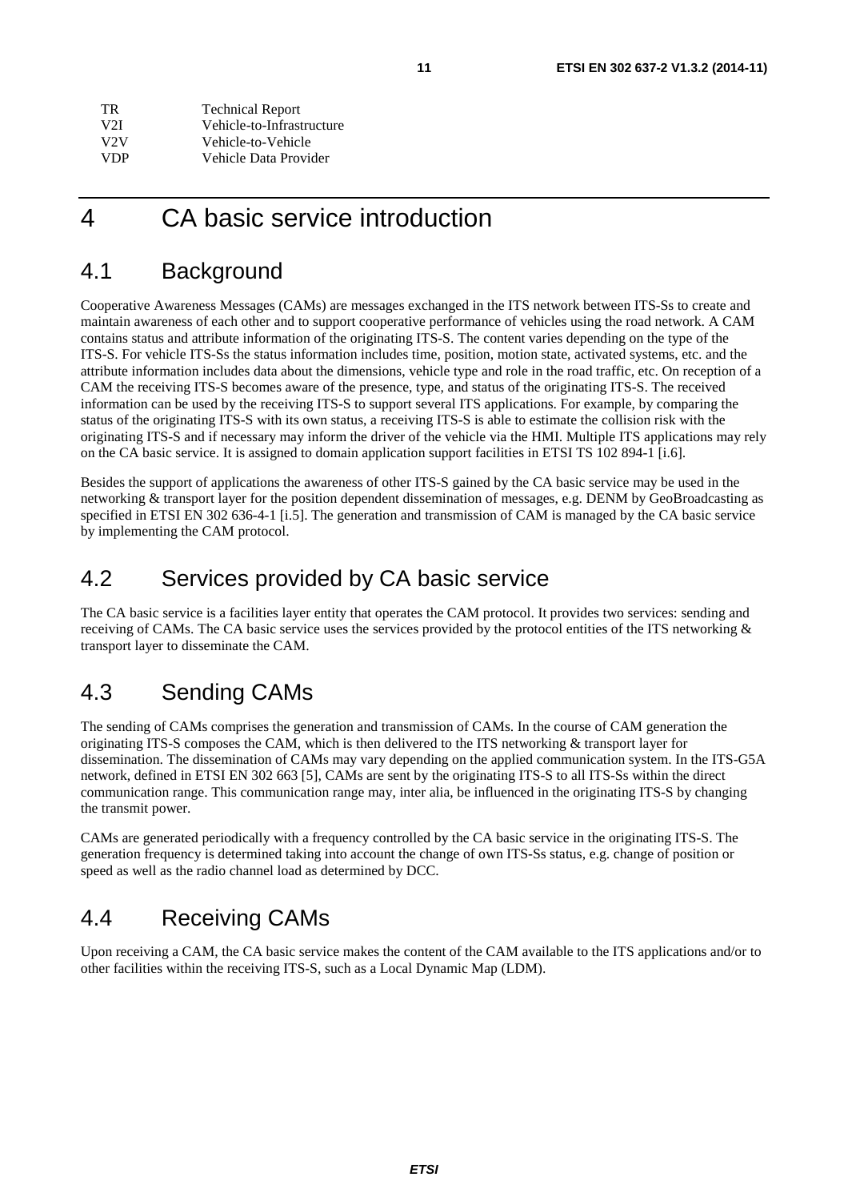| | |
|---|---|
| TR | Technical Report |
| V2I | Vehicle-to-Infrastructure |
| V2V | Vehicle-to-Vehicle |
| VDP | Vehicle Data Provider |

# 4 CA basic service introduction

## 4.1 Background

Cooperative Awareness Messages (CAMs) are messages exchanged in the ITS network between ITS-Ss to create and maintain awareness of each other and to support cooperative performance of vehicles using the road network. A CAM contains status and attribute information of the originating ITS-S. The content varies depending on the type of the ITS-S. For vehicle ITS-Ss the status information includes time, position, motion state, activated systems, etc. and the attribute information includes data about the dimensions, vehicle type and role in the road traffic, etc. On reception of a CAM the receiving ITS-S becomes aware of the presence, type, and status of the originating ITS-S. The received information can be used by the receiving ITS-S to support several ITS applications. For example, by comparing the status of the originating ITS-S with its own status, a receiving ITS-S is able to estimate the collision risk with the originating ITS-S and if necessary may inform the driver of the vehicle via the HMI. Multiple ITS applications may rely on the CA basic service. It is assigned to domain application support facilities in ETSI TS 102 894-1 [i.6].

Besides the support of applications the awareness of other ITS-S gained by the CA basic service may be used in the networking & transport layer for the position dependent dissemination of messages, e.g. DENM by GeoBroadcasting as specified in ETSI EN 302 636-4-1 [i.5]. The generation and transmission of CAM is managed by the CA basic service by implementing the CAM protocol.

## 4.2 Services provided by CA basic service

The CA basic service is a facilities layer entity that operates the CAM protocol. It provides two services: sending and receiving of CAMs. The CA basic service uses the services provided by the protocol entities of the ITS networking & transport layer to disseminate the CAM.

## 4.3 Sending CAMs

The sending of CAMs comprises the generation and transmission of CAMs. In the course of CAM generation the originating ITS-S composes the CAM, which is then delivered to the ITS networking & transport layer for dissemination. The dissemination of CAMs may vary depending on the applied communication system. In the ITS-G5A network, defined in ETSI EN 302 663 [5], CAMs are sent by the originating ITS-S to all ITS-Ss within the direct communication range. This communication range may, inter alia, be influenced in the originating ITS-S by changing the transmit power.

CAMs are generated periodically with a frequency controlled by the CA basic service in the originating ITS-S. The generation frequency is determined taking into account the change of own ITS-Ss status, e.g. change of position or speed as well as the radio channel load as determined by DCC.

## 4.4 Receiving CAMs

Upon receiving a CAM, the CA basic service makes the content of the CAM available to the ITS applications and/or to other facilities within the receiving ITS-S, such as a Local Dynamic Map (LDM).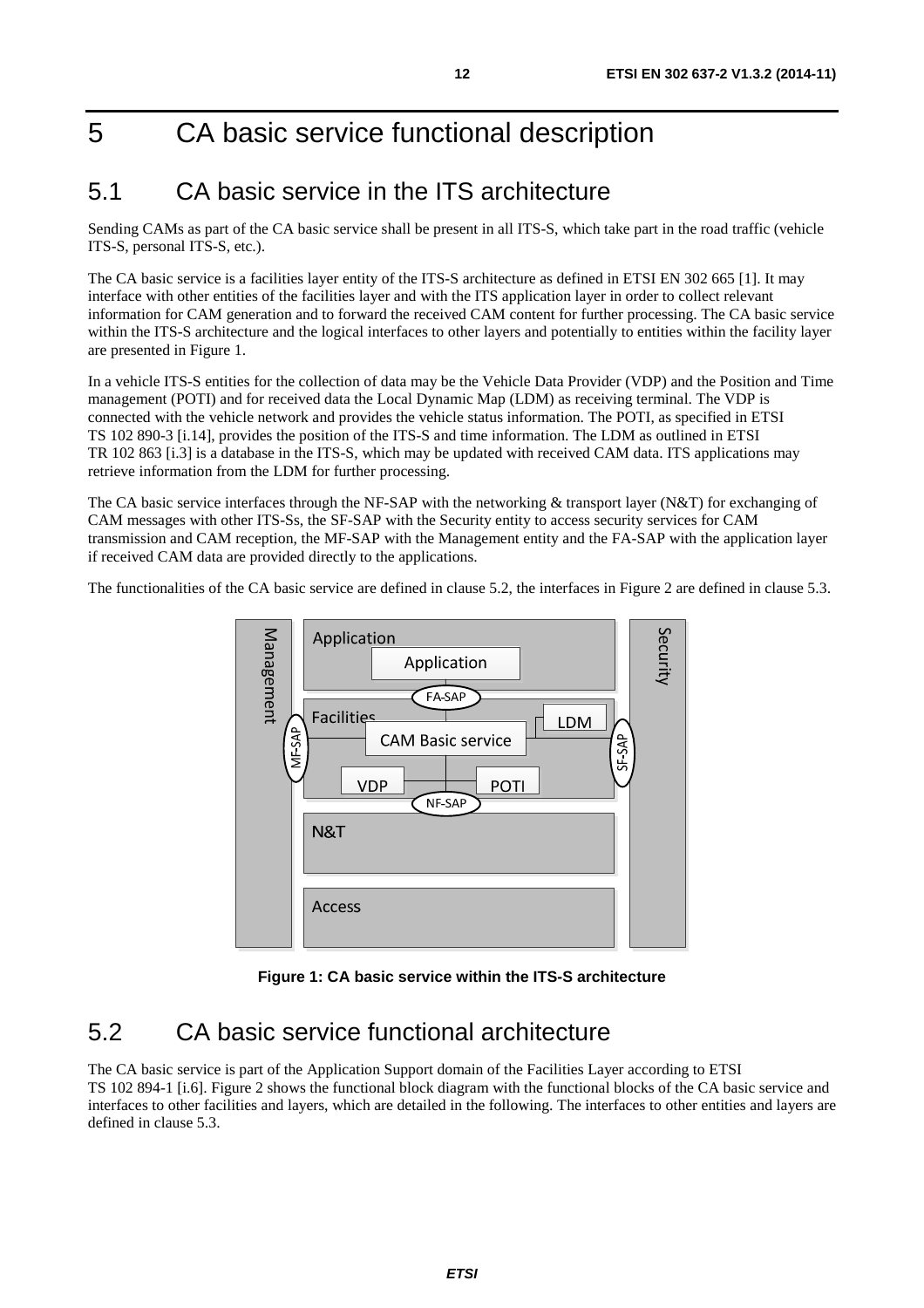# 5 CA basic service functional description

## 5.1 CA basic service in the ITS architecture

Sending CAMs as part of the CA basic service shall be present in all ITS-S, which take part in the road traffic (vehicle ITS-S, personal ITS-S, etc.).

The CA basic service is a facilities layer entity of the ITS-S architecture as defined in ETSI EN 302 665 [1]. It may interface with other entities of the facilities layer and with the ITS application layer in order to collect relevant information for CAM generation and to forward the received CAM content for further processing. The CA basic service within the ITS-S architecture and the logical interfaces to other layers and potentially to entities within the facility layer are presented in Figure 1.

In a vehicle ITS-S entities for the collection of data may be the Vehicle Data Provider (VDP) and the Position and Time management (POTI) and for received data the Local Dynamic Map (LDM) as receiving terminal. The VDP is connected with the vehicle network and provides the vehicle status information. The POTI, as specified in ETSI TS 102 890-3 [i.14], provides the position of the ITS-S and time information. The LDM as outlined in ETSI TR 102 863 [i.3] is a database in the ITS-S, which may be updated with received CAM data. ITS applications may retrieve information from the LDM for further processing.

The CA basic service interfaces through the NF-SAP with the networking & transport layer (N&T) for exchanging of CAM messages with other ITS-Ss, the SF-SAP with the Security entity to access security services for CAM transmission and CAM reception, the MF-SAP with the Management entity and the FA-SAP with the application layer if received CAM data are provided directly to the applications.

The functionalities of the CA basic service are defined in clause 5.2, the interfaces in Figure 2 are defined in clause 5.3.

Management | Application | Application | FA-SAP | Facilities | CAM Basic service | LDM | MF-SAP | SF-SAP | VDP | POTI | NF-SAP | N&T | Access | Security

**Figure 1: CA basic service within the ITS-S architecture**

## 5.2 CA basic service functional architecture

The CA basic service is part of the Application Support domain of the Facilities Layer according to ETSI TS 102 894-1 [i.6]. Figure 2 shows the functional block diagram with the functional blocks of the CA basic service and interfaces to other facilities and layers, which are detailed in the following. The interfaces to other entities and layers are defined in clause 5.3.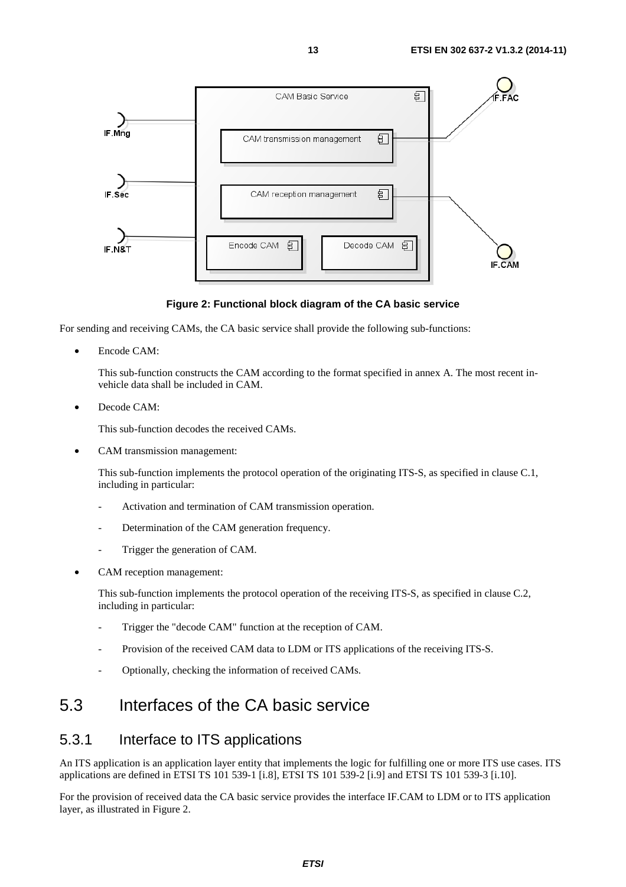**Figure 2: Functional block diagram of the CA basic service**

For sending and receiving CAMs, the CA basic service shall provide the following sub-functions:

- Encode CAM:

  This sub-function constructs the CAM according to the format specified in annex A. The most recent in-vehicle data shall be included in CAM.

- Decode CAM:

  This sub-function decodes the received CAMs.

- CAM transmission management:

  This sub-function implements the protocol operation of the originating ITS-S, as specified in clause C.1, including in particular:

  - Activation and termination of CAM transmission operation.
  - Determination of the CAM generation frequency.
  - Trigger the generation of CAM.

- CAM reception management:

  This sub-function implements the protocol operation of the receiving ITS-S, as specified in clause C.2, including in particular:

  - Trigger the "decode CAM" function at the reception of CAM.
  - Provision of the received CAM data to LDM or ITS applications of the receiving ITS-S.
  - Optionally, checking the information of received CAMs.

# 5.3 Interfaces of the CA basic service

## 5.3.1 Interface to ITS applications

An ITS application is an application layer entity that implements the logic for fulfilling one or more ITS use cases. ITS applications are defined in ETSI TS 101 539-1 [i.8], ETSI TS 101 539-2 [i.9] and ETSI TS 101 539-3 [i.10].

For the provision of received data the CA basic service provides the interface IF.CAM to LDM or to ITS application layer, as illustrated in Figure 2.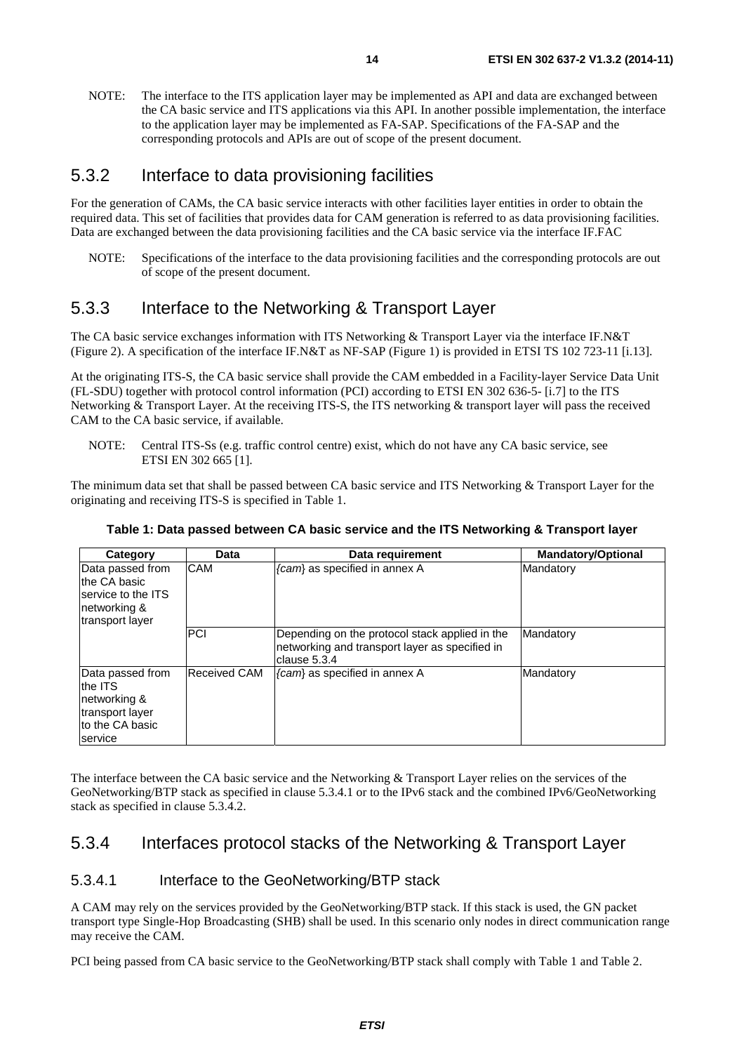NOTE: The interface to the ITS application layer may be implemented as API and data are exchanged between the CA basic service and ITS applications via this API. In another possible implementation, the interface to the application layer may be implemented as FA-SAP. Specifications of the FA-SAP and the corresponding protocols and APIs are out of scope of the present document.

## 5.3.2 Interface to data provisioning facilities

For the generation of CAMs, the CA basic service interacts with other facilities layer entities in order to obtain the required data. This set of facilities that provides data for CAM generation is referred to as data provisioning facilities. Data are exchanged between the data provisioning facilities and the CA basic service via the interface IF.FAC

NOTE: Specifications of the interface to the data provisioning facilities and the corresponding protocols are out of scope of the present document.

## 5.3.3 Interface to the Networking & Transport Layer

The CA basic service exchanges information with ITS Networking & Transport Layer via the interface IF.N&T (Figure 2). A specification of the interface IF.N&T as NF-SAP (Figure 1) is provided in ETSI TS 102 723-11 [i.13].

At the originating ITS-S, the CA basic service shall provide the CAM embedded in a Facility-layer Service Data Unit (FL-SDU) together with protocol control information (PCI) according to ETSI EN 302 636-5- [i.7] to the ITS Networking & Transport Layer. At the receiving ITS-S, the ITS networking & transport layer will pass the received CAM to the CA basic service, if available.

NOTE: Central ITS-Ss (e.g. traffic control centre) exist, which do not have any CA basic service, see ETSI EN 302 665 [1].

The minimum data set that shall be passed between CA basic service and ITS Networking & Transport Layer for the originating and receiving ITS-S is specified in Table 1.

**Table 1: Data passed between CA basic service and the ITS Networking & Transport layer**

| Category | Data | Data requirement | Mandatory/Optional |
|---|---|---|---|
| Data passed from the CA basic service to the ITS networking & transport layer | CAM | {*cam*} as specified in annex A | Mandatory |
| | PCI | Depending on the protocol stack applied in the networking and transport layer as specified in clause 5.3.4 | Mandatory |
| Data passed from the ITS networking & transport layer to the CA basic service | Received CAM | {*cam*} as specified in annex A | Mandatory |

The interface between the CA basic service and the Networking & Transport Layer relies on the services of the GeoNetworking/BTP stack as specified in clause 5.3.4.1 or to the IPv6 stack and the combined IPv6/GeoNetworking stack as specified in clause 5.3.4.2.

## 5.3.4 Interfaces protocol stacks of the Networking & Transport Layer

### 5.3.4.1 Interface to the GeoNetworking/BTP stack

A CAM may rely on the services provided by the GeoNetworking/BTP stack. If this stack is used, the GN packet transport type Single-Hop Broadcasting (SHB) shall be used. In this scenario only nodes in direct communication range may receive the CAM.

PCI being passed from CA basic service to the GeoNetworking/BTP stack shall comply with Table 1 and Table 2.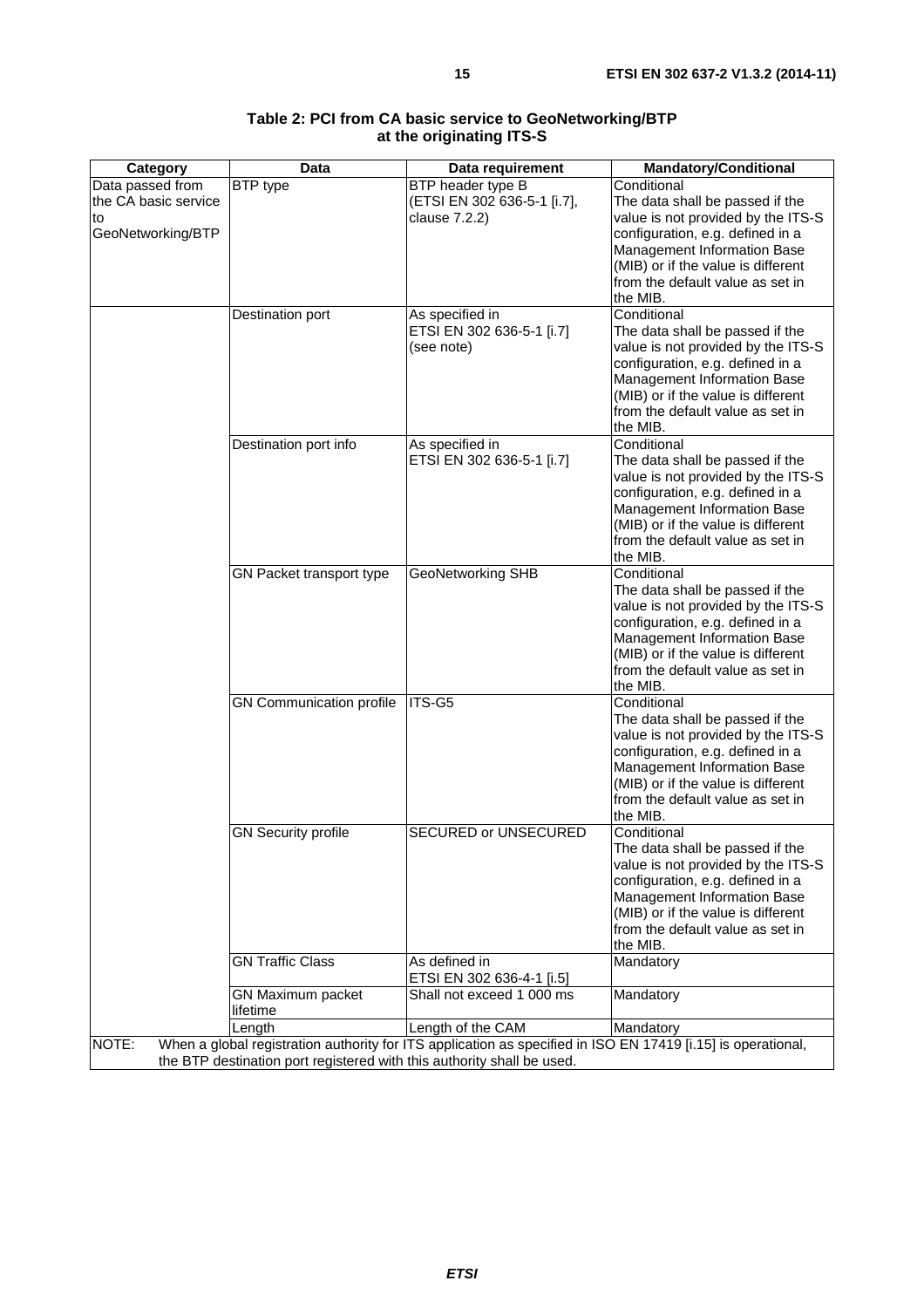**Table 2: PCI from CA basic service to GeoNetworking/BTP at the originating ITS-S**

| Category | Data | Data requirement | Mandatory/Conditional |
| --- | --- | --- | --- |
| Data passed from the CA basic service to GeoNetworking/BTP | BTP type | BTP header type B (ETSI EN 302 636-5-1 [i.7], clause 7.2.2) | Conditional<br>The data shall be passed if the value is not provided by the ITS-S configuration, e.g. defined in a Management Information Base (MIB) or if the value is different from the default value as set in the MIB. |
| | Destination port | As specified in ETSI EN 302 636-5-1 [i.7] (see note) | Conditional<br>The data shall be passed if the value is not provided by the ITS-S configuration, e.g. defined in a Management Information Base (MIB) or if the value is different from the default value as set in the MIB. |
| | Destination port info | As specified in ETSI EN 302 636-5-1 [i.7] | Conditional<br>The data shall be passed if the value is not provided by the ITS-S configuration, e.g. defined in a Management Information Base (MIB) or if the value is different from the default value as set in the MIB. |
| | GN Packet transport type | GeoNetworking SHB | Conditional<br>The data shall be passed if the value is not provided by the ITS-S configuration, e.g. defined in a Management Information Base (MIB) or if the value is different from the default value as set in the MIB. |
| | GN Communication profile | ITS-G5 | Conditional<br>The data shall be passed if the value is not provided by the ITS-S configuration, e.g. defined in a Management Information Base (MIB) or if the value is different from the default value as set in the MIB. |
| | GN Security profile | SECURED or UNSECURED | Conditional<br>The data shall be passed if the value is not provided by the ITS-S configuration, e.g. defined in a Management Information Base (MIB) or if the value is different from the default value as set in the MIB. |
| | GN Traffic Class | As defined in ETSI EN 302 636-4-1 [i.5] | Mandatory |
| | GN Maximum packet lifetime | Shall not exceed 1 000 ms | Mandatory |
| | Length | Length of the CAM | Mandatory |
| NOTE: When a global registration authority for ITS application as specified in ISO EN 17419 [i.15] is operational, the BTP destination port registered with this authority shall be used. | | | |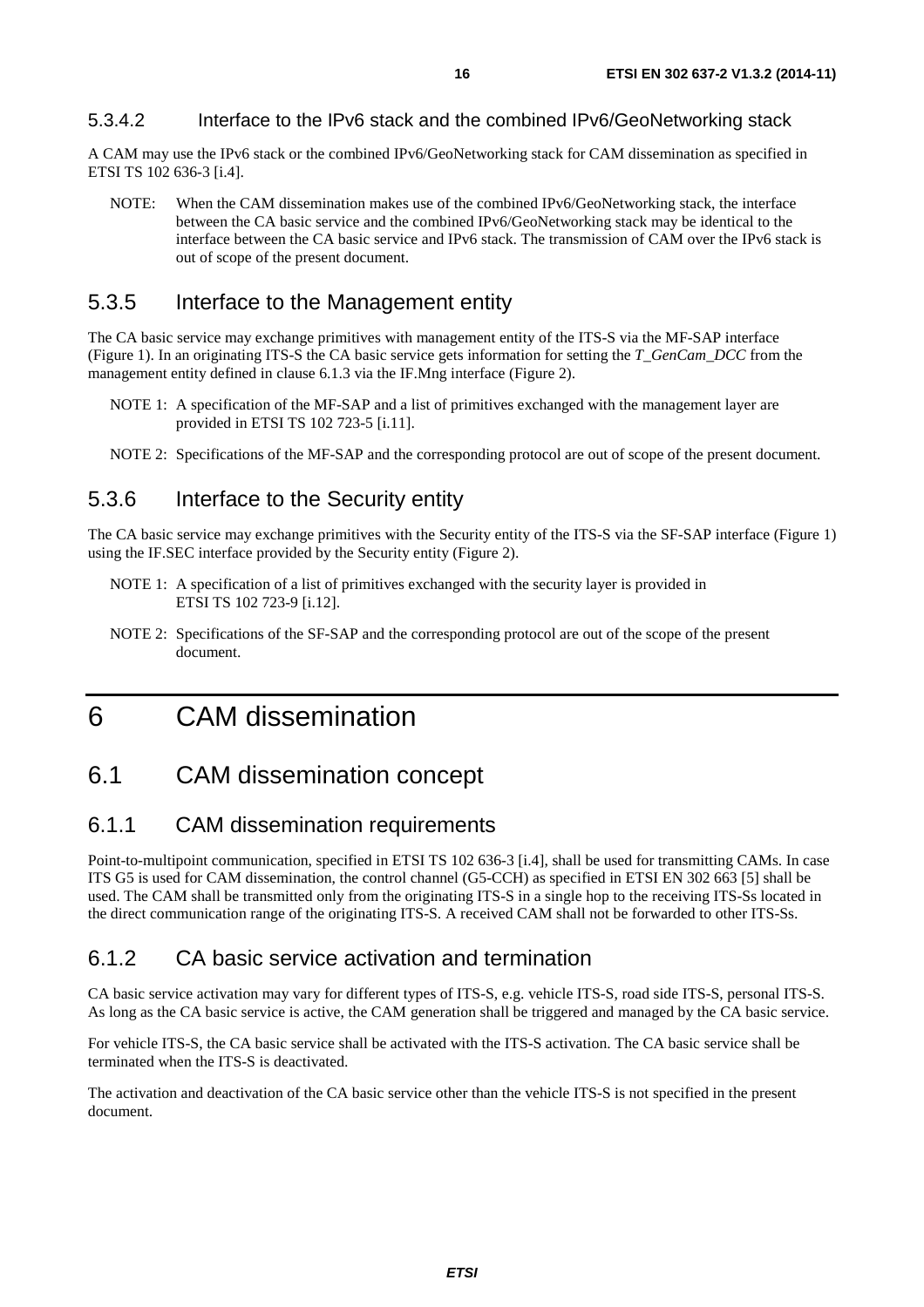#### 5.3.4.2 Interface to the IPv6 stack and the combined IPv6/GeoNetworking stack

A CAM may use the IPv6 stack or the combined IPv6/GeoNetworking stack for CAM dissemination as specified in ETSI TS 102 636-3 [i.4].

NOTE: When the CAM dissemination makes use of the combined IPv6/GeoNetworking stack, the interface between the CA basic service and the combined IPv6/GeoNetworking stack may be identical to the interface between the CA basic service and IPv6 stack. The transmission of CAM over the IPv6 stack is out of scope of the present document.

### 5.3.5 Interface to the Management entity

The CA basic service may exchange primitives with management entity of the ITS-S via the MF-SAP interface (Figure 1). In an originating ITS-S the CA basic service gets information for setting the *T_GenCam_DCC* from the management entity defined in clause 6.1.3 via the IF.Mng interface (Figure 2).

NOTE 1: A specification of the MF-SAP and a list of primitives exchanged with the management layer are provided in ETSI TS 102 723-5 [i.11].

NOTE 2: Specifications of the MF-SAP and the corresponding protocol are out of scope of the present document.

### 5.3.6 Interface to the Security entity

The CA basic service may exchange primitives with the Security entity of the ITS-S via the SF-SAP interface (Figure 1) using the IF.SEC interface provided by the Security entity (Figure 2).

NOTE 1: A specification of a list of primitives exchanged with the security layer is provided in ETSI TS 102 723-9 [i.12].

NOTE 2: Specifications of the SF-SAP and the corresponding protocol are out of the scope of the present document.

# 6 CAM dissemination

## 6.1 CAM dissemination concept

### 6.1.1 CAM dissemination requirements

Point-to-multipoint communication, specified in ETSI TS 102 636-3 [i.4], shall be used for transmitting CAMs. In case ITS G5 is used for CAM dissemination, the control channel (G5-CCH) as specified in ETSI EN 302 663 [5] shall be used. The CAM shall be transmitted only from the originating ITS-S in a single hop to the receiving ITS-Ss located in the direct communication range of the originating ITS-S. A received CAM shall not be forwarded to other ITS-Ss.

### 6.1.2 CA basic service activation and termination

CA basic service activation may vary for different types of ITS-S, e.g. vehicle ITS-S, road side ITS-S, personal ITS-S. As long as the CA basic service is active, the CAM generation shall be triggered and managed by the CA basic service.

For vehicle ITS-S, the CA basic service shall be activated with the ITS-S activation. The CA basic service shall be terminated when the ITS-S is deactivated.

The activation and deactivation of the CA basic service other than the vehicle ITS-S is not specified in the present document.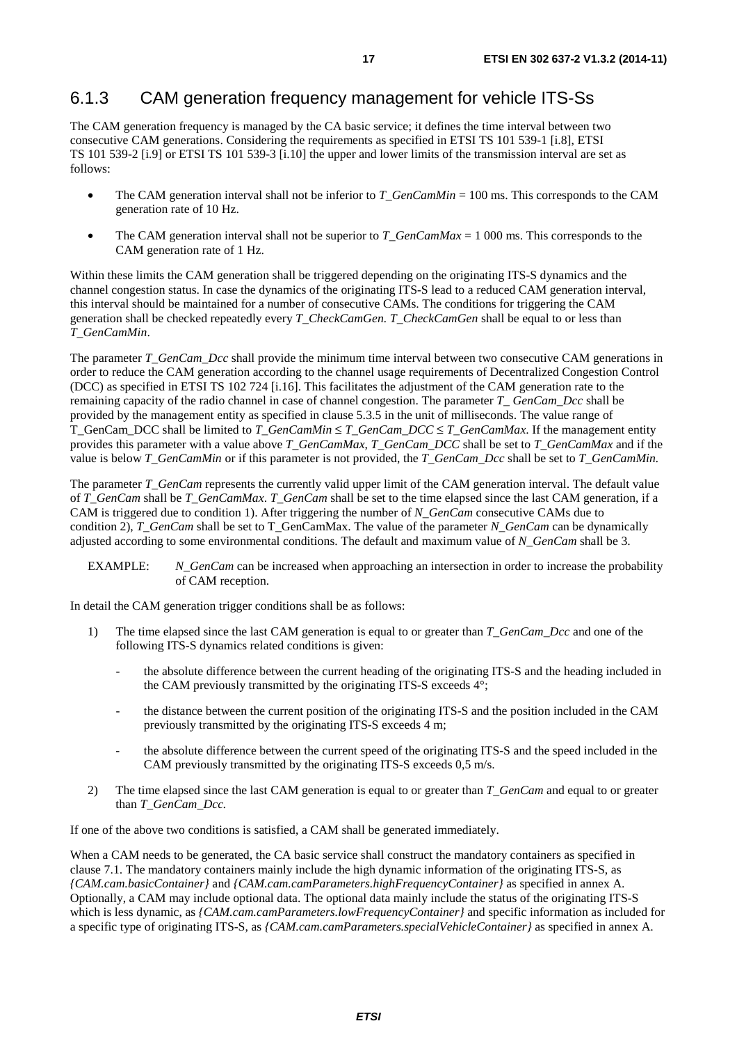### 6.1.3 CAM generation frequency management for vehicle ITS-Ss

The CAM generation frequency is managed by the CA basic service; it defines the time interval between two consecutive CAM generations. Considering the requirements as specified in ETSI TS 101 539-1 [i.8], ETSI TS 101 539-2 [i.9] or ETSI TS 101 539-3 [i.10] the upper and lower limits of the transmission interval are set as follows:

- The CAM generation interval shall not be inferior to *T_GenCamMin* = 100 ms. This corresponds to the CAM generation rate of 10 Hz.
- The CAM generation interval shall not be superior to *T_GenCamMax* = 1 000 ms. This corresponds to the CAM generation rate of 1 Hz.

Within these limits the CAM generation shall be triggered depending on the originating ITS-S dynamics and the channel congestion status. In case the dynamics of the originating ITS-S lead to a reduced CAM generation interval, this interval should be maintained for a number of consecutive CAMs. The conditions for triggering the CAM generation shall be checked repeatedly every *T_CheckCamGen*. *T_CheckCamGen* shall be equal to or less than *T_GenCamMin*.

The parameter *T_GenCam_Dcc* shall provide the minimum time interval between two consecutive CAM generations in order to reduce the CAM generation according to the channel usage requirements of Decentralized Congestion Control (DCC) as specified in ETSI TS 102 724 [i.16]. This facilitates the adjustment of the CAM generation rate to the remaining capacity of the radio channel in case of channel congestion. The parameter *T_ GenCam_Dcc* shall be provided by the management entity as specified in clause 5.3.5 in the unit of milliseconds. The value range of T_GenCam_DCC shall be limited to *T_GenCamMin* ≤ *T_GenCam_DCC* ≤ *T_GenCamMax*. If the management entity provides this parameter with a value above *T_GenCamMax*, *T_GenCam_DCC* shall be set to *T_GenCamMax* and if the value is below *T_GenCamMin* or if this parameter is not provided, the *T_GenCam_Dcc* shall be set to *T_GenCamMin.*

The parameter *T_GenCam* represents the currently valid upper limit of the CAM generation interval. The default value of *T_GenCam* shall be *T_GenCamMax*. *T_GenCam* shall be set to the time elapsed since the last CAM generation, if a CAM is triggered due to condition 1). After triggering the number of *N_GenCam* consecutive CAMs due to condition 2), *T_GenCam* shall be set to T_GenCamMax. The value of the parameter *N_GenCam* can be dynamically adjusted according to some environmental conditions. The default and maximum value of *N_GenCam* shall be 3.

EXAMPLE: *N_GenCam* can be increased when approaching an intersection in order to increase the probability of CAM reception.

In detail the CAM generation trigger conditions shall be as follows:

1) The time elapsed since the last CAM generation is equal to or greater than *T_GenCam_Dcc* and one of the following ITS-S dynamics related conditions is given:
   - the absolute difference between the current heading of the originating ITS-S and the heading included in the CAM previously transmitted by the originating ITS-S exceeds 4°;
   - the distance between the current position of the originating ITS-S and the position included in the CAM previously transmitted by the originating ITS-S exceeds 4 m;
   - the absolute difference between the current speed of the originating ITS-S and the speed included in the CAM previously transmitted by the originating ITS-S exceeds 0,5 m/s.
2) The time elapsed since the last CAM generation is equal to or greater than *T_GenCam* and equal to or greater than *T_GenCam_Dcc.*

If one of the above two conditions is satisfied, a CAM shall be generated immediately.

When a CAM needs to be generated, the CA basic service shall construct the mandatory containers as specified in clause 7.1. The mandatory containers mainly include the high dynamic information of the originating ITS-S, as *{CAM.cam.basicContainer}* and *{CAM.cam.camParameters.highFrequencyContainer}* as specified in annex A. Optionally, a CAM may include optional data. The optional data mainly include the status of the originating ITS-S which is less dynamic, as *{CAM.cam.camParameters.lowFrequencyContainer}* and specific information as included for a specific type of originating ITS-S, as *{CAM.cam.camParameters.specialVehicleContainer}* as specified in annex A.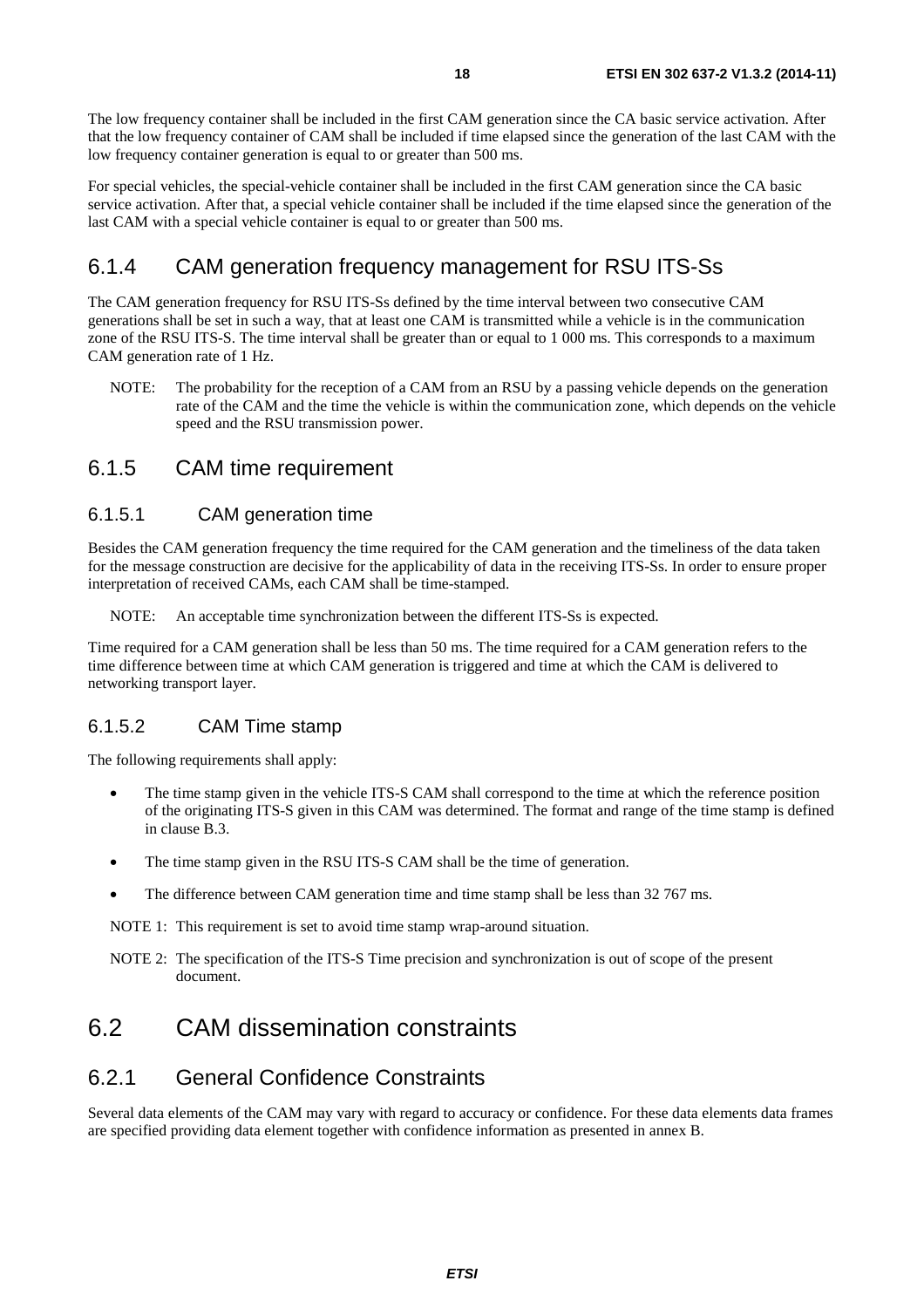The low frequency container shall be included in the first CAM generation since the CA basic service activation. After that the low frequency container of CAM shall be included if time elapsed since the generation of the last CAM with the low frequency container generation is equal to or greater than 500 ms.

For special vehicles, the special-vehicle container shall be included in the first CAM generation since the CA basic service activation. After that, a special vehicle container shall be included if the time elapsed since the generation of the last CAM with a special vehicle container is equal to or greater than 500 ms.

### 6.1.4 CAM generation frequency management for RSU ITS-Ss

The CAM generation frequency for RSU ITS-Ss defined by the time interval between two consecutive CAM generations shall be set in such a way, that at least one CAM is transmitted while a vehicle is in the communication zone of the RSU ITS-S. The time interval shall be greater than or equal to 1 000 ms. This corresponds to a maximum CAM generation rate of 1 Hz.

NOTE: The probability for the reception of a CAM from an RSU by a passing vehicle depends on the generation rate of the CAM and the time the vehicle is within the communication zone, which depends on the vehicle speed and the RSU transmission power.

### 6.1.5 CAM time requirement

#### 6.1.5.1 CAM generation time

Besides the CAM generation frequency the time required for the CAM generation and the timeliness of the data taken for the message construction are decisive for the applicability of data in the receiving ITS-Ss. In order to ensure proper interpretation of received CAMs, each CAM shall be time-stamped.

NOTE: An acceptable time synchronization between the different ITS-Ss is expected.

Time required for a CAM generation shall be less than 50 ms. The time required for a CAM generation refers to the time difference between time at which CAM generation is triggered and time at which the CAM is delivered to networking transport layer.

#### 6.1.5.2 CAM Time stamp

The following requirements shall apply:

- The time stamp given in the vehicle ITS-S CAM shall correspond to the time at which the reference position of the originating ITS-S given in this CAM was determined. The format and range of the time stamp is defined in clause B.3.
- The time stamp given in the RSU ITS-S CAM shall be the time of generation.
- The difference between CAM generation time and time stamp shall be less than 32 767 ms.

NOTE 1: This requirement is set to avoid time stamp wrap-around situation.

NOTE 2: The specification of the ITS-S Time precision and synchronization is out of scope of the present document.

## 6.2 CAM dissemination constraints

### 6.2.1 General Confidence Constraints

Several data elements of the CAM may vary with regard to accuracy or confidence. For these data elements data frames are specified providing data element together with confidence information as presented in annex B.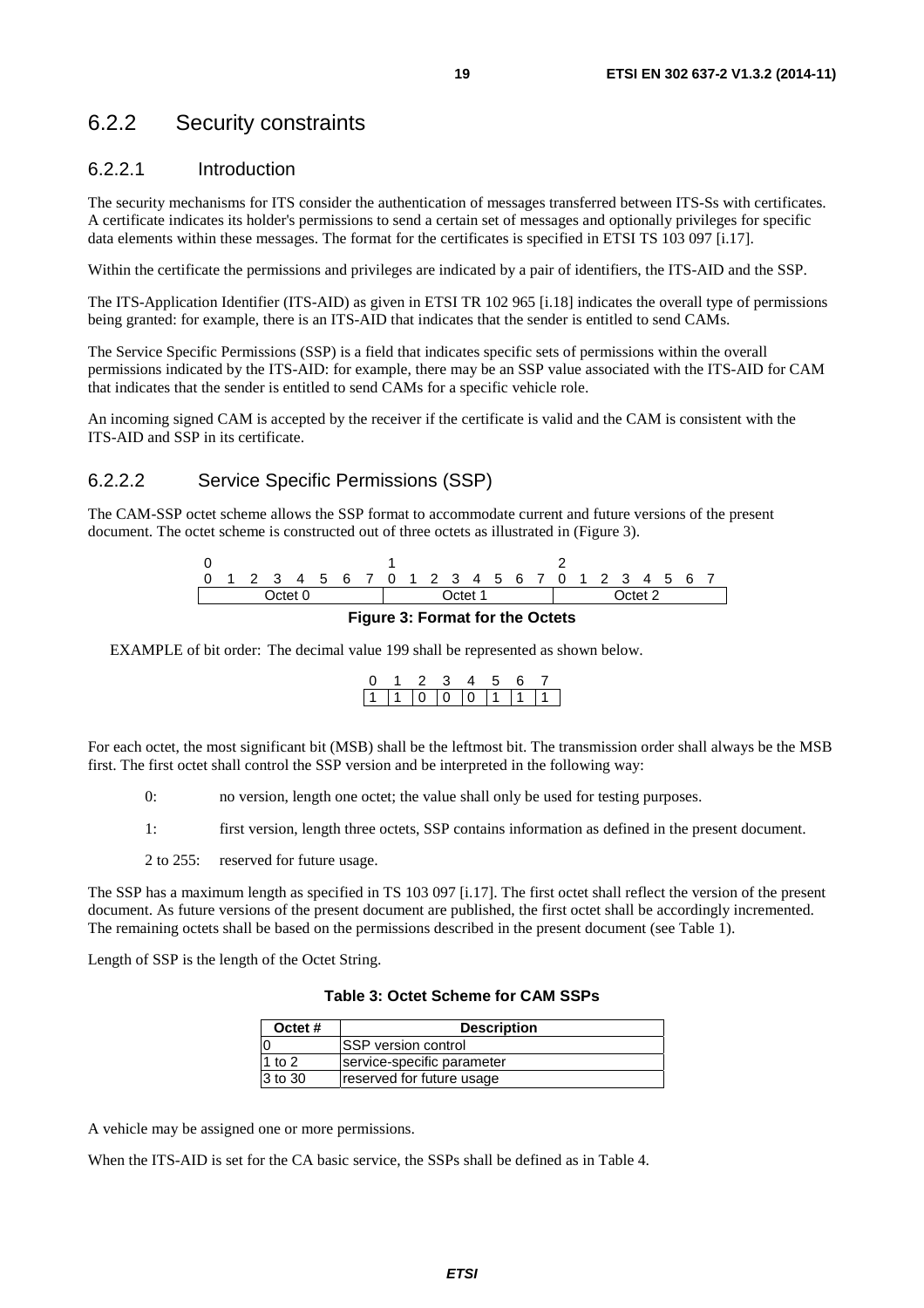## 6.2.2 Security constraints

### 6.2.2.1 Introduction

The security mechanisms for ITS consider the authentication of messages transferred between ITS-Ss with certificates. A certificate indicates its holder's permissions to send a certain set of messages and optionally privileges for specific data elements within these messages. The format for the certificates is specified in ETSI TS 103 097 [i.17].

Within the certificate the permissions and privileges are indicated by a pair of identifiers, the ITS-AID and the SSP.

The ITS-Application Identifier (ITS-AID) as given in ETSI TR 102 965 [i.18] indicates the overall type of permissions being granted: for example, there is an ITS-AID that indicates that the sender is entitled to send CAMs.

The Service Specific Permissions (SSP) is a field that indicates specific sets of permissions within the overall permissions indicated by the ITS-AID: for example, there may be an SSP value associated with the ITS-AID for CAM that indicates that the sender is entitled to send CAMs for a specific vehicle role.

An incoming signed CAM is accepted by the receiver if the certificate is valid and the CAM is consistent with the ITS-AID and SSP in its certificate.

### 6.2.2.2 Service Specific Permissions (SSP)

The CAM-SSP octet scheme allows the SSP format to accommodate current and future versions of the present document. The octet scheme is constructed out of three octets as illustrated in (Figure 3).

| 0 | | | | | | | | 1 | | | | | | | | 2 | | | | | | | |
|---|---|---|---|---|---|---|---|---|---|---|---|---|---|---|---|---|---|---|---|---|---|---|---|
| 0 | 1 | 2 | 3 | 4 | 5 | 6 | 7 | 0 | 1 | 2 | 3 | 4 | 5 | 6 | 7 | 0 | 1 | 2 | 3 | 4 | 5 | 6 | 7 |
| Octet 0 | | | | | | | | Octet 1 | | | | | | | | Octet 2 | | | | | | | |

**Figure 3: Format for the Octets**

EXAMPLE of bit order: The decimal value 199 shall be represented as shown below.

| 0 | 1 | 2 | 3 | 4 | 5 | 6 | 7 |
|---|---|---|---|---|---|---|---|
| 1 | 1 | 0 | 0 | 0 | 1 | 1 | 1 |

For each octet, the most significant bit (MSB) shall be the leftmost bit. The transmission order shall always be the MSB first. The first octet shall control the SSP version and be interpreted in the following way:

- 0: no version, length one octet; the value shall only be used for testing purposes.
- 1: first version, length three octets, SSP contains information as defined in the present document.
- 2 to 255: reserved for future usage.

The SSP has a maximum length as specified in TS 103 097 [i.17]. The first octet shall reflect the version of the present document. As future versions of the present document are published, the first octet shall be accordingly incremented. The remaining octets shall be based on the permissions described in the present document (see Table 1).

Length of SSP is the length of the Octet String.

**Table 3: Octet Scheme for CAM SSPs**

| Octet # | Description |
|---|---|
| 0 | SSP version control |
| 1 to 2 | service-specific parameter |
| 3 to 30 | reserved for future usage |

A vehicle may be assigned one or more permissions.

When the ITS-AID is set for the CA basic service, the SSPs shall be defined as in Table 4.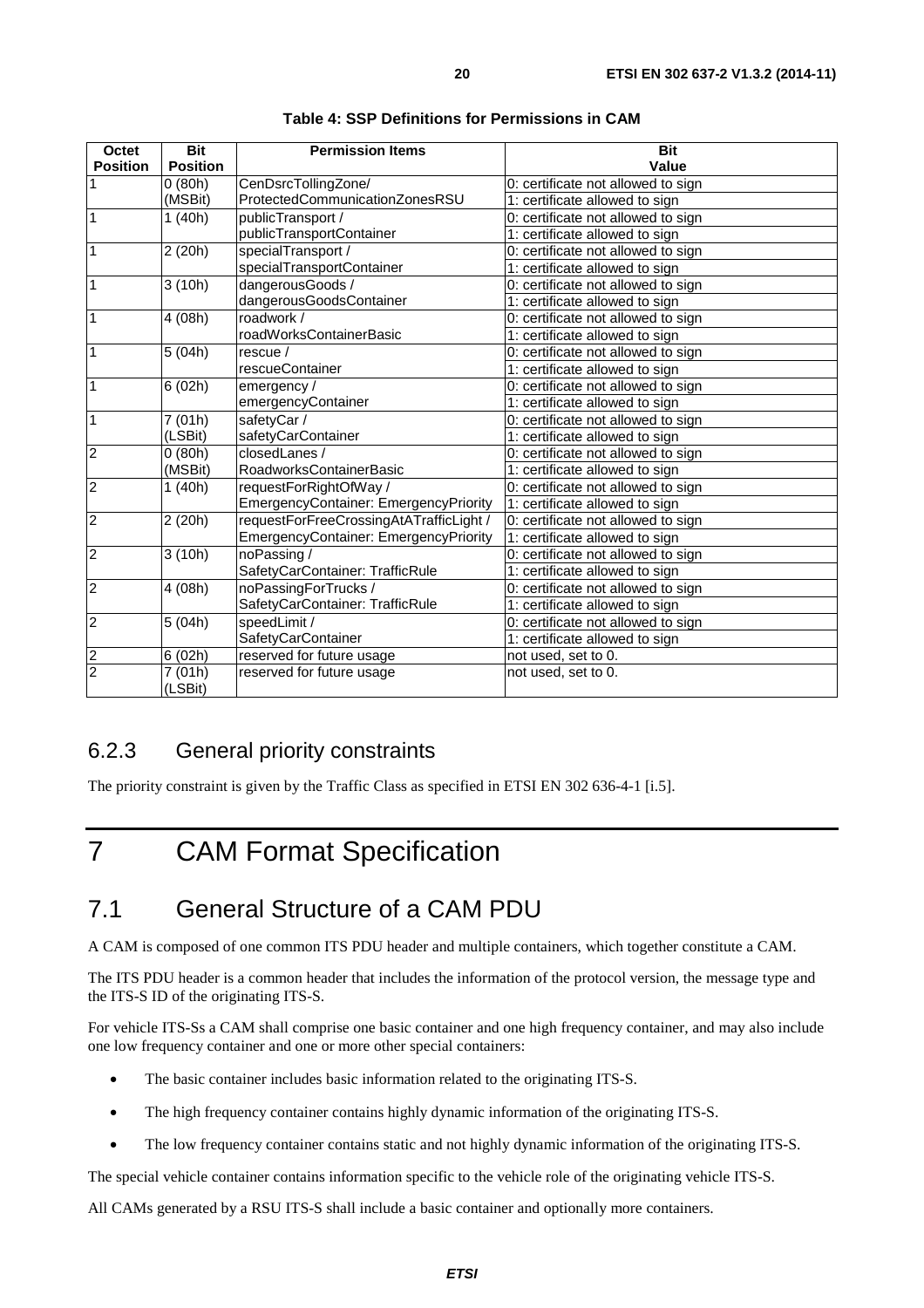**Table 4: SSP Definitions for Permissions in CAM**

| Octet Position | Bit Position | Permission Items | Bit Value |
|---|---|---|---|
| 1 | 0 (80h) (MSBit) | CenDsrcTollingZone/ ProtectedCommunicationZonesRSU | 0: certificate not allowed to sign<br>1: certificate allowed to sign |
| 1 | 1 (40h) | publicTransport / publicTransportContainer | 0: certificate not allowed to sign<br>1: certificate allowed to sign |
| 1 | 2 (20h) | specialTransport / specialTransportContainer | 0: certificate not allowed to sign<br>1: certificate allowed to sign |
| 1 | 3 (10h) | dangerousGoods / dangerousGoodsContainer | 0: certificate not allowed to sign<br>1: certificate allowed to sign |
| 1 | 4 (08h) | roadwork / roadWorksContainerBasic | 0: certificate not allowed to sign<br>1: certificate allowed to sign |
| 1 | 5 (04h) | rescue / rescueContainer | 0: certificate not allowed to sign<br>1: certificate allowed to sign |
| 1 | 6 (02h) | emergency / emergencyContainer | 0: certificate not allowed to sign<br>1: certificate allowed to sign |
| 1 | 7 (01h) (LSBit) | safetyCar / safetyCarContainer | 0: certificate not allowed to sign<br>1: certificate allowed to sign |
| 2 | 0 (80h) (MSBit) | closedLanes / RoadworksContainerBasic | 0: certificate not allowed to sign<br>1: certificate allowed to sign |
| 2 | 1 (40h) | requestForRightOfWay / EmergencyContainer: EmergencyPriority | 0: certificate not allowed to sign<br>1: certificate allowed to sign |
| 2 | 2 (20h) | requestForFreeCrossingAtATrafficLight / EmergencyContainer: EmergencyPriority | 0: certificate not allowed to sign<br>1: certificate allowed to sign |
| 2 | 3 (10h) | noPassing / SafetyCarContainer: TrafficRule | 0: certificate not allowed to sign<br>1: certificate allowed to sign |
| 2 | 4 (08h) | noPassingForTrucks / SafetyCarContainer: TrafficRule | 0: certificate not allowed to sign<br>1: certificate allowed to sign |
| 2 | 5 (04h) | speedLimit / SafetyCarContainer | 0: certificate not allowed to sign<br>1: certificate allowed to sign |
| 2 | 6 (02h) | reserved for future usage | not used, set to 0. |
| 2 | 7 (01h) (LSBit) | reserved for future usage | not used, set to 0. |

### 6.2.3 General priority constraints

The priority constraint is given by the Traffic Class as specified in ETSI EN 302 636-4-1 [i.5].

# 7 CAM Format Specification

## 7.1 General Structure of a CAM PDU

A CAM is composed of one common ITS PDU header and multiple containers, which together constitute a CAM.

The ITS PDU header is a common header that includes the information of the protocol version, the message type and the ITS-S ID of the originating ITS-S.

For vehicle ITS-Ss a CAM shall comprise one basic container and one high frequency container, and may also include one low frequency container and one or more other special containers:

- The basic container includes basic information related to the originating ITS-S.
- The high frequency container contains highly dynamic information of the originating ITS-S.
- The low frequency container contains static and not highly dynamic information of the originating ITS-S.

The special vehicle container contains information specific to the vehicle role of the originating vehicle ITS-S.

All CAMs generated by a RSU ITS-S shall include a basic container and optionally more containers.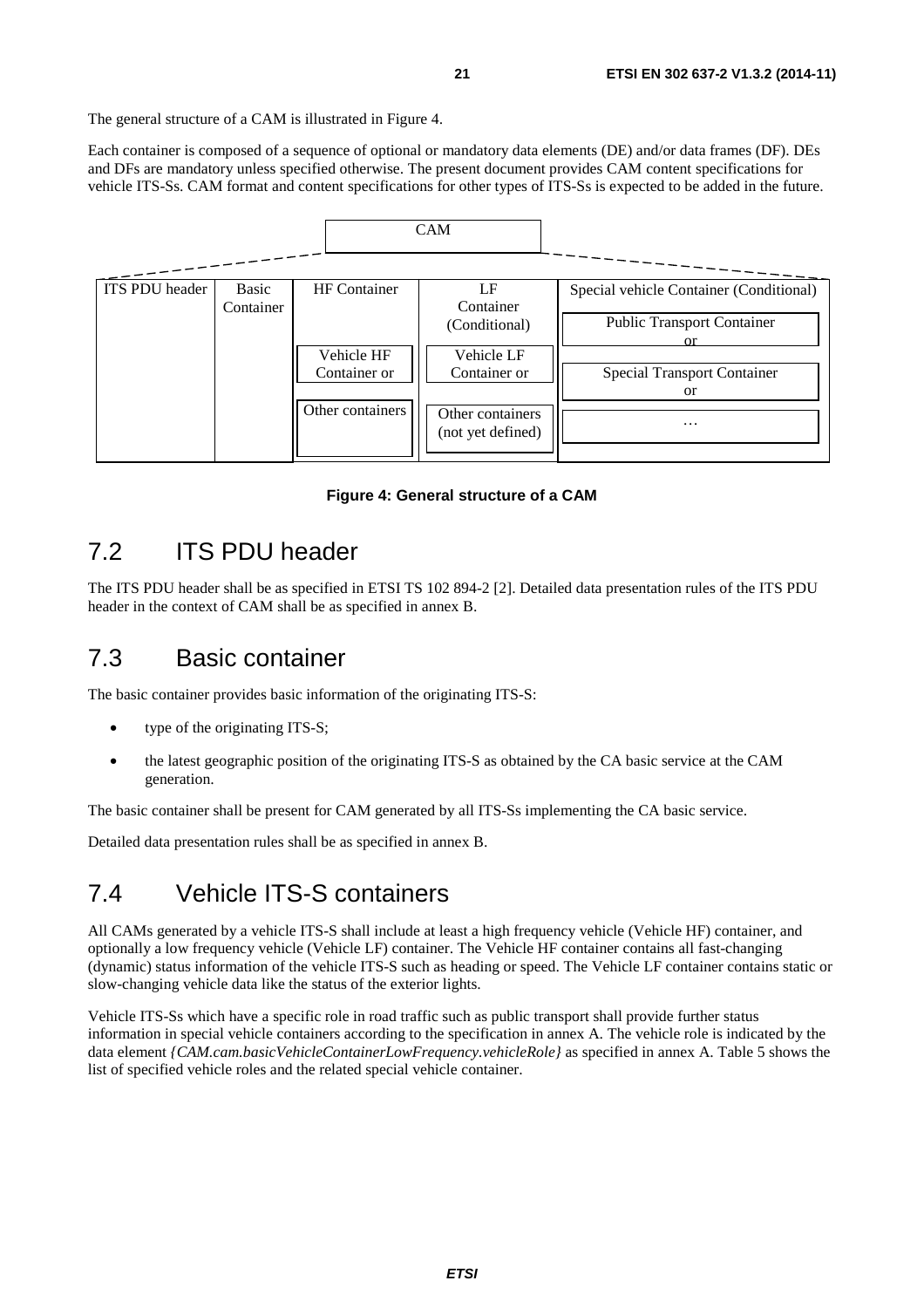The general structure of a CAM is illustrated in Figure 4.

Each container is composed of a sequence of optional or mandatory data elements (DE) and/or data frames (DF). DEs and DFs are mandatory unless specified otherwise. The present document provides CAM content specifications for vehicle ITS-Ss. CAM format and content specifications for other types of ITS-Ss is expected to be added in the future.

| CAM | | | | |
|---|---|---|---|---|
| ITS PDU header | Basic Container | HF Container | LF Container (Conditional) | Special vehicle Container (Conditional) |
| | | | | Public Transport Container or |
| | | Vehicle HF Container or | Vehicle LF Container or | Special Transport Container or |
| | | Other containers | Other containers (not yet defined) | … |

**Figure 4: General structure of a CAM**

## 7.2 ITS PDU header

The ITS PDU header shall be as specified in ETSI TS 102 894-2 [2]. Detailed data presentation rules of the ITS PDU header in the context of CAM shall be as specified in annex B.

## 7.3 Basic container

The basic container provides basic information of the originating ITS-S:

- type of the originating ITS-S;
- the latest geographic position of the originating ITS-S as obtained by the CA basic service at the CAM generation.

The basic container shall be present for CAM generated by all ITS-Ss implementing the CA basic service.

Detailed data presentation rules shall be as specified in annex B.

## 7.4 Vehicle ITS-S containers

All CAMs generated by a vehicle ITS-S shall include at least a high frequency vehicle (Vehicle HF) container, and optionally a low frequency vehicle (Vehicle LF) container. The Vehicle HF container contains all fast-changing (dynamic) status information of the vehicle ITS-S such as heading or speed. The Vehicle LF container contains static or slow-changing vehicle data like the status of the exterior lights.

Vehicle ITS-Ss which have a specific role in road traffic such as public transport shall provide further status information in special vehicle containers according to the specification in annex A. The vehicle role is indicated by the data element *{CAM.cam.basicVehicleContainerLowFrequency.vehicleRole}* as specified in annex A. Table 5 shows the list of specified vehicle roles and the related special vehicle container.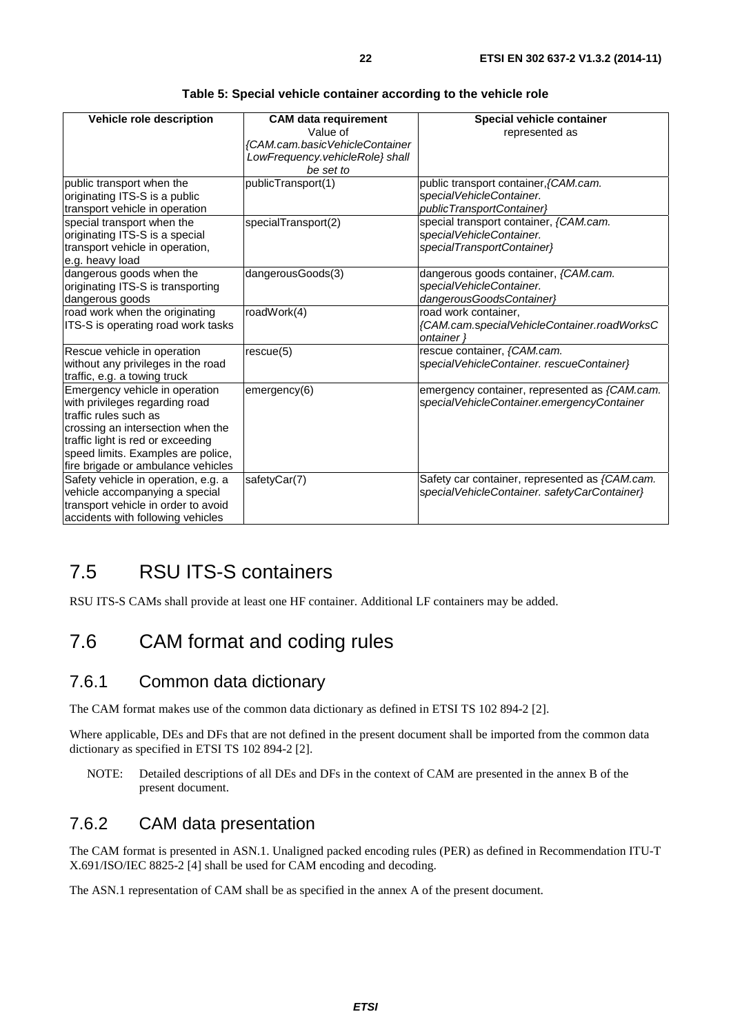**Table 5: Special vehicle container according to the vehicle role**

| Vehicle role description | CAM data requirement Value of *{CAM.cam.basicVehicleContainer LowFrequency.vehicleRole} shall be set to* | Special vehicle container represented as |
|---|---|---|
| public transport when the originating ITS-S is a public transport vehicle in operation | publicTransport(1) | public transport container,*{CAM.cam. specialVehicleContainer. publicTransportContainer}* |
| special transport when the originating ITS-S is a special transport vehicle in operation, e.g. heavy load | specialTransport(2) | special transport container, *{CAM.cam. specialVehicleContainer. specialTransportContainer}* |
| dangerous goods when the originating ITS-S is transporting dangerous goods | dangerousGoods(3) | dangerous goods container, *{CAM.cam. specialVehicleContainer. dangerousGoodsContainer}* |
| road work when the originating ITS-S is operating road work tasks | roadWork(4) | road work container, *{CAM.cam.specialVehicleContainer.roadWorksContainer }* |
| Rescue vehicle in operation without any privileges in the road traffic, e.g. a towing truck | rescue(5) | rescue container, *{CAM.cam. specialVehicleContainer. rescueContainer}* |
| Emergency vehicle in operation with privileges regarding road traffic rules such as crossing an intersection when the traffic light is red or exceeding speed limits. Examples are police, fire brigade or ambulance vehicles | emergency(6) | emergency container, represented as *{CAM.cam. specialVehicleContainer.emergencyContainer* |
| Safety vehicle in operation, e.g. a vehicle accompanying a special transport vehicle in order to avoid accidents with following vehicles | safetyCar(7) | Safety car container, represented as *{CAM.cam. specialVehicleContainer. safetyCarContainer}* |

# 7.5 RSU ITS-S containers

RSU ITS-S CAMs shall provide at least one HF container. Additional LF containers may be added.

# 7.6 CAM format and coding rules

## 7.6.1 Common data dictionary

The CAM format makes use of the common data dictionary as defined in ETSI TS 102 894-2 [2].

Where applicable, DEs and DFs that are not defined in the present document shall be imported from the common data dictionary as specified in ETSI TS 102 894-2 [2].

NOTE: Detailed descriptions of all DEs and DFs in the context of CAM are presented in the annex B of the present document.

## 7.6.2 CAM data presentation

The CAM format is presented in ASN.1. Unaligned packed encoding rules (PER) as defined in Recommendation ITU-T X.691/ISO/IEC 8825-2 [4] shall be used for CAM encoding and decoding.

The ASN.1 representation of CAM shall be as specified in the annex A of the present document.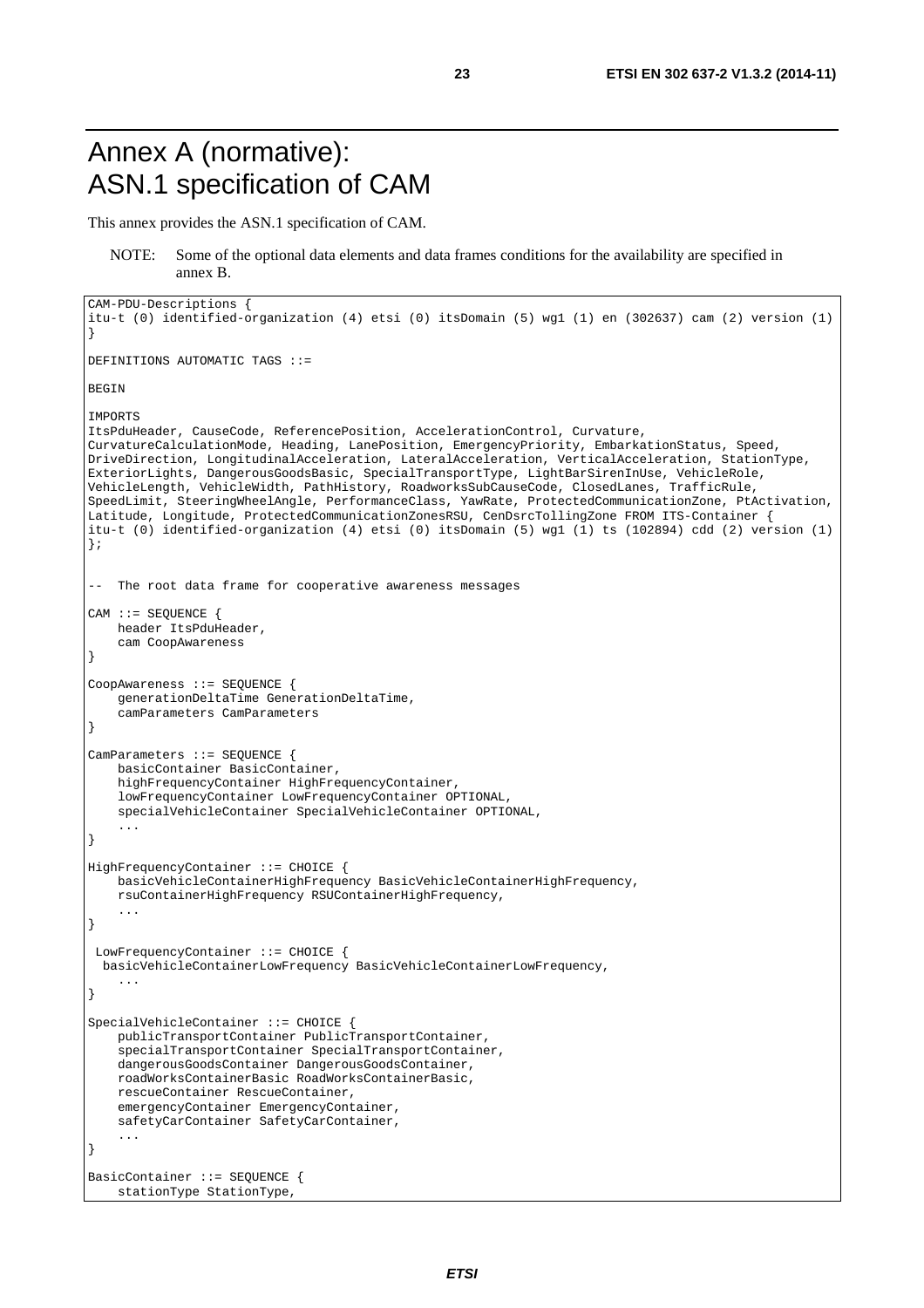# Annex A (normative): ASN.1 specification of CAM

This annex provides the ASN.1 specification of CAM.

NOTE: Some of the optional data elements and data frames conditions for the availability are specified in annex B.

```
CAM-PDU-Descriptions {
itu-t (0) identified-organization (4) etsi (0) itsDomain (5) wg1 (1) en (302637) cam (2) version (1)
}

DEFINITIONS AUTOMATIC TAGS ::=

BEGIN

IMPORTS
ItsPduHeader, CauseCode, ReferencePosition, AccelerationControl, Curvature,
CurvatureCalculationMode, Heading, LanePosition, EmergencyPriority, EmbarkationStatus, Speed,
DriveDirection, LongitudinalAcceleration, LateralAcceleration, VerticalAcceleration, StationType,
ExteriorLights, DangerousGoodsBasic, SpecialTransportType, LightBarSirenInUse, VehicleRole,
VehicleLength, VehicleWidth, PathHistory, RoadworksSubCauseCode, ClosedLanes, TrafficRule,
SpeedLimit, SteeringWheelAngle, PerformanceClass, YawRate, ProtectedCommunicationZone, PtActivation,
Latitude, Longitude, ProtectedCommunicationZonesRSU, CenDsrcTollingZone FROM ITS-Container {
itu-t (0) identified-organization (4) etsi (0) itsDomain (5) wg1 (1) ts (102894) cdd (2) version (1)
};


--  The root data frame for cooperative awareness messages

CAM ::= SEQUENCE {
    header ItsPduHeader,
    cam CoopAwareness
}

CoopAwareness ::= SEQUENCE {
    generationDeltaTime GenerationDeltaTime,
    camParameters CamParameters
}

CamParameters ::= SEQUENCE {
    basicContainer BasicContainer,
    highFrequencyContainer HighFrequencyContainer,
    lowFrequencyContainer LowFrequencyContainer OPTIONAL,
    specialVehicleContainer SpecialVehicleContainer OPTIONAL,
    ...
}

HighFrequencyContainer ::= CHOICE {
    basicVehicleContainerHighFrequency BasicVehicleContainerHighFrequency,
    rsuContainerHighFrequency RSUContainerHighFrequency,
    ...
}

 LowFrequencyContainer ::= CHOICE {
  basicVehicleContainerLowFrequency BasicVehicleContainerLowFrequency,
    ...
}

SpecialVehicleContainer ::= CHOICE {
    publicTransportContainer PublicTransportContainer,
    specialTransportContainer SpecialTransportContainer,
    dangerousGoodsContainer DangerousGoodsContainer,
    roadWorksContainerBasic RoadWorksContainerBasic,
    rescueContainer RescueContainer,
    emergencyContainer EmergencyContainer,
    safetyCarContainer SafetyCarContainer,
    ...
}

BasicContainer ::= SEQUENCE {
    stationType StationType,
```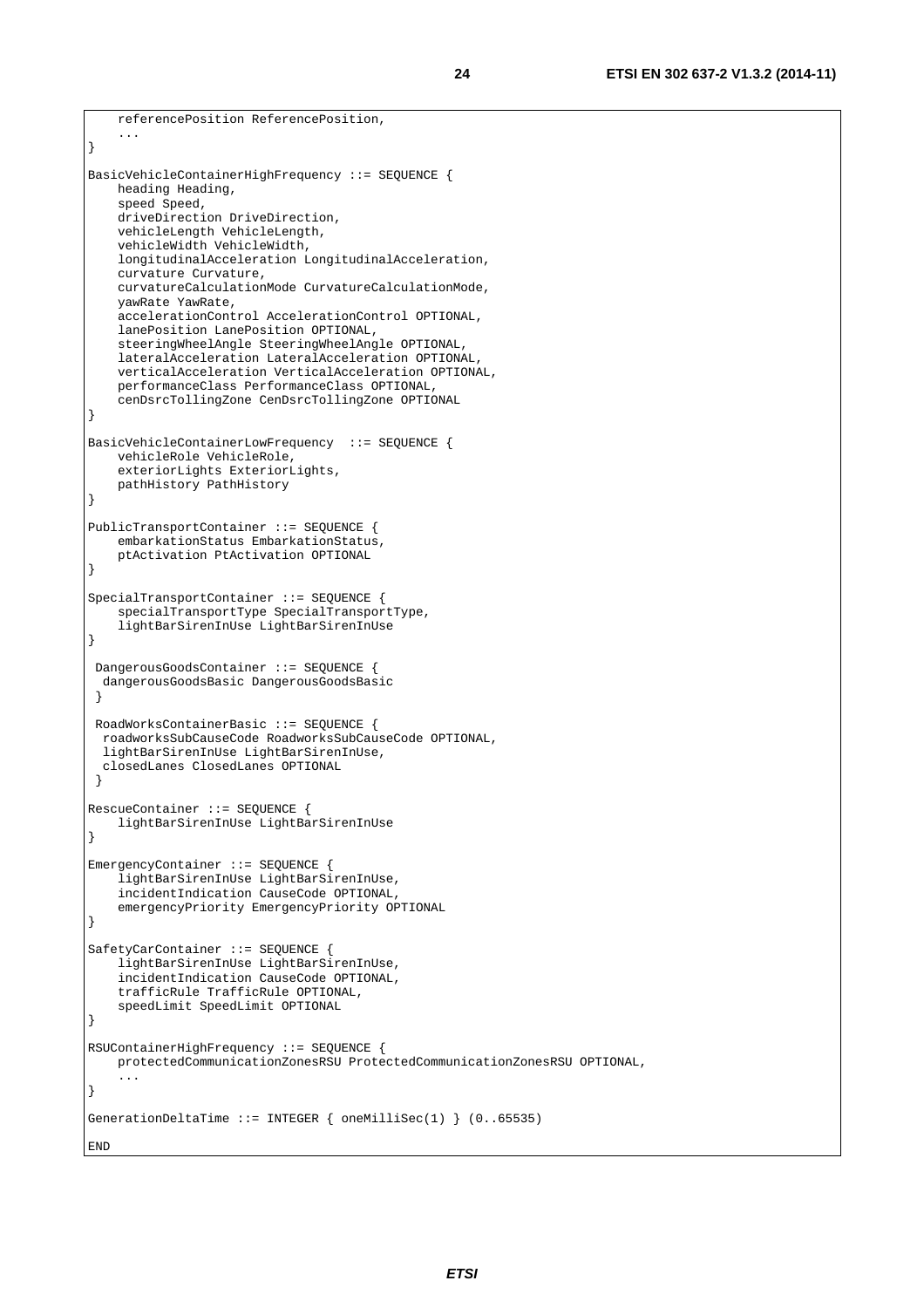```
    referencePosition ReferencePosition,
    ...
}

BasicVehicleContainerHighFrequency ::= SEQUENCE {
    heading Heading,
    speed Speed,
    driveDirection DriveDirection,
    vehicleLength VehicleLength,
    vehicleWidth VehicleWidth,
    longitudinalAcceleration LongitudinalAcceleration,
    curvature Curvature,
    curvatureCalculationMode CurvatureCalculationMode,
    yawRate YawRate,
    accelerationControl AccelerationControl OPTIONAL,
    lanePosition LanePosition OPTIONAL,
    steeringWheelAngle SteeringWheelAngle OPTIONAL,
    lateralAcceleration LateralAcceleration OPTIONAL,
    verticalAcceleration VerticalAcceleration OPTIONAL,
    performanceClass PerformanceClass OPTIONAL,
    cenDsrcTollingZone CenDsrcTollingZone OPTIONAL
}

BasicVehicleContainerLowFrequency  ::= SEQUENCE {
    vehicleRole VehicleRole,
    exteriorLights ExteriorLights,
    pathHistory PathHistory
}

PublicTransportContainer ::= SEQUENCE {
    embarkationStatus EmbarkationStatus,
    ptActivation PtActivation OPTIONAL
}

SpecialTransportContainer ::= SEQUENCE {
    specialTransportType SpecialTransportType,
    lightBarSirenInUse LightBarSirenInUse
}

 DangerousGoodsContainer ::= SEQUENCE {
  dangerousGoodsBasic DangerousGoodsBasic
 }

 RoadWorksContainerBasic ::= SEQUENCE {
  roadworksSubCauseCode RoadworksSubCauseCode OPTIONAL,
  lightBarSirenInUse LightBarSirenInUse,
  closedLanes ClosedLanes OPTIONAL
 }

RescueContainer ::= SEQUENCE {
    lightBarSirenInUse LightBarSirenInUse
}

EmergencyContainer ::= SEQUENCE {
    lightBarSirenInUse LightBarSirenInUse,
    incidentIndication CauseCode OPTIONAL,
    emergencyPriority EmergencyPriority OPTIONAL
}

SafetyCarContainer ::= SEQUENCE {
    lightBarSirenInUse LightBarSirenInUse,
    incidentIndication CauseCode OPTIONAL,
    trafficRule TrafficRule OPTIONAL,
    speedLimit SpeedLimit OPTIONAL
}

RSUContainerHighFrequency ::= SEQUENCE {
    protectedCommunicationZonesRSU ProtectedCommunicationZonesRSU OPTIONAL,
    ...
}

GenerationDeltaTime ::= INTEGER { oneMilliSec(1) } (0..65535)

END
```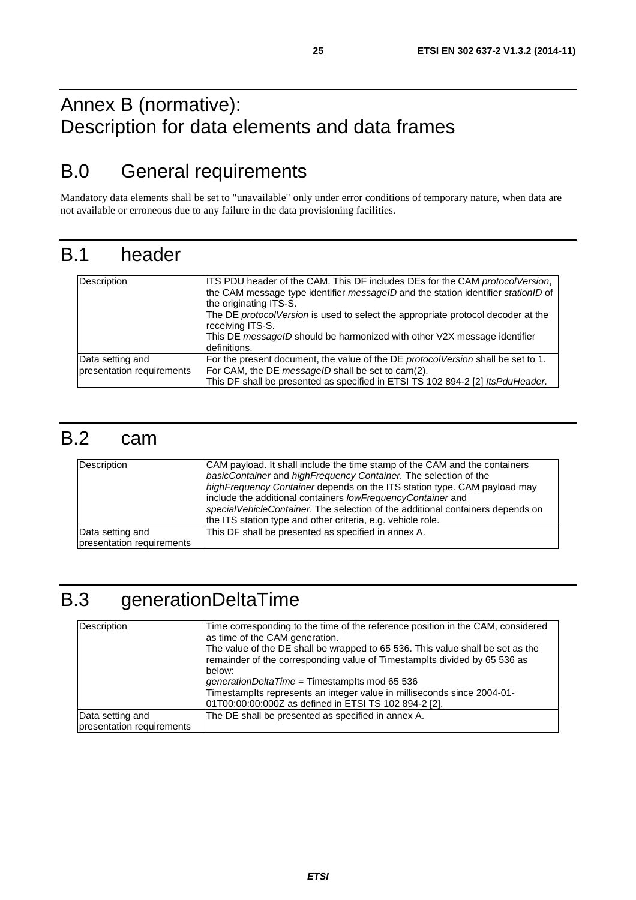# Annex B (normative): Description for data elements and data frames

## B.0 General requirements

Mandatory data elements shall be set to "unavailable" only under error conditions of temporary nature, when data are not available or erroneous due to any failure in the data provisioning facilities.

## B.1 header

| | |
|---|---|
| Description | ITS PDU header of the CAM. This DF includes DEs for the CAM *protocolVersion*, the CAM message type identifier *messageID* and the station identifier *stationID* of the originating ITS-S.<br>The DE *protocolVersion* is used to select the appropriate protocol decoder at the receiving ITS-S.<br>This DE *messageID* should be harmonized with other V2X message identifier definitions. |
| Data setting and presentation requirements | For the present document, the value of the DE *protocolVersion* shall be set to 1.<br>For CAM, the DE *messageID* shall be set to cam(2).<br>This DF shall be presented as specified in ETSI TS 102 894-2 [2] *ItsPduHeader.* |

## B.2 cam

| | |
|---|---|
| Description | CAM payload. It shall include the time stamp of the CAM and the containers *basicContainer* and *highFrequency Container.* The selection of the *highFrequency Container* depends on the ITS station type. CAM payload may include the additional containers *lowFrequencyContainer* and *specialVehicleContainer*. The selection of the additional containers depends on the ITS station type and other criteria, e.g. vehicle role. |
| Data setting and presentation requirements | This DF shall be presented as specified in annex A. |

## B.3 generationDeltaTime

| | |
|---|---|
| Description | Time corresponding to the time of the reference position in the CAM, considered as time of the CAM generation.<br>The value of the DE shall be wrapped to 65 536. This value shall be set as the remainder of the corresponding value of TimestampIts divided by 65 536 as below:<br>*generationDeltaTime* = TimestampIts mod 65 536<br>TimestampIts represents an integer value in milliseconds since 2004-01-01T00:00:00:000Z as defined in ETSI TS 102 894-2 [2]. |
| Data setting and presentation requirements | The DE shall be presented as specified in annex A. |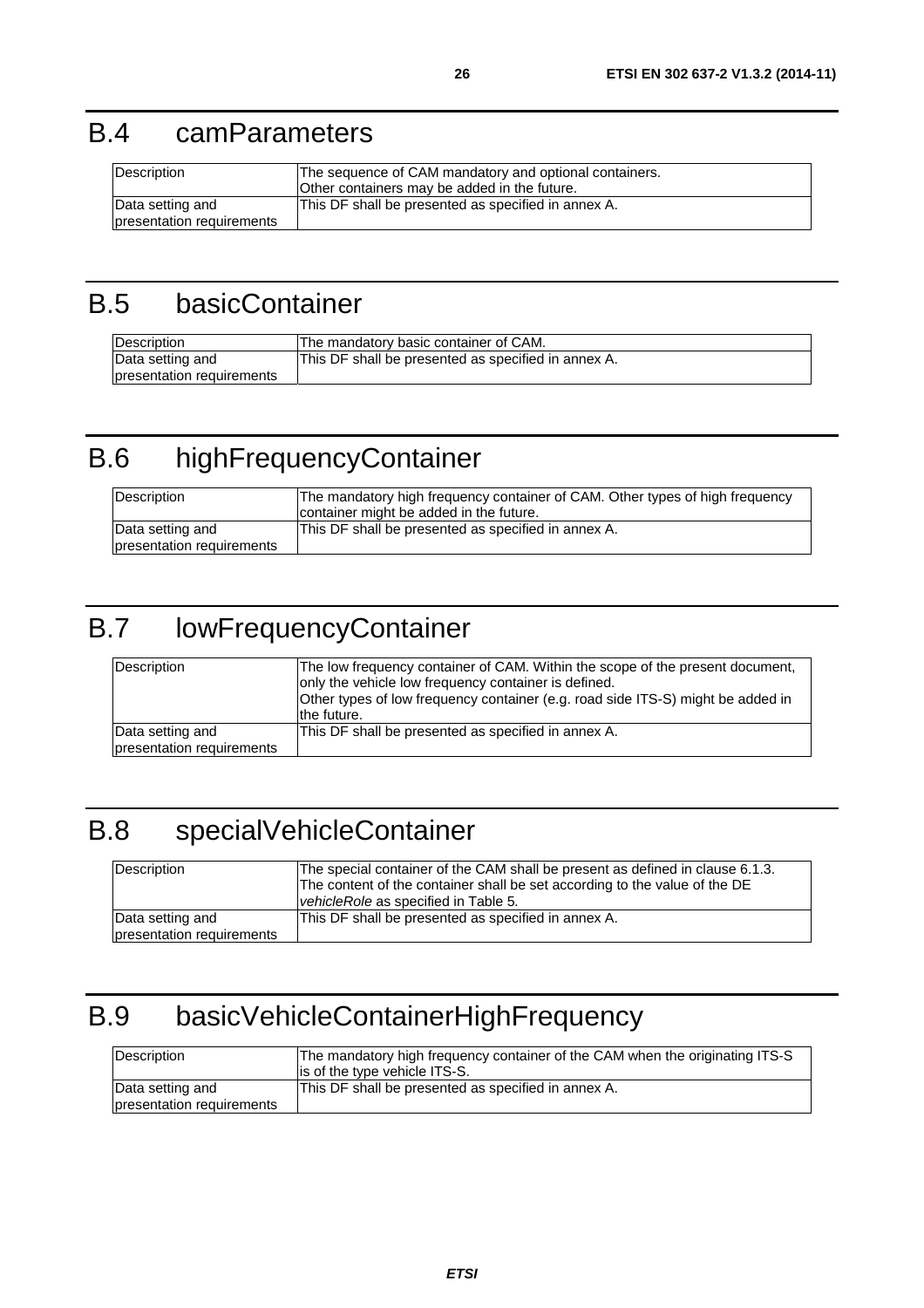# B.4 camParameters

| Description | The sequence of CAM mandatory and optional containers.<br>Other containers may be added in the future. |
|---|---|
| Data setting and presentation requirements | This DF shall be presented as specified in annex A. |

# B.5 basicContainer

| Description | The mandatory basic container of CAM. |
|---|---|
| Data setting and presentation requirements | This DF shall be presented as specified in annex A. |

# B.6 highFrequencyContainer

| Description | The mandatory high frequency container of CAM. Other types of high frequency container might be added in the future. |
|---|---|
| Data setting and presentation requirements | This DF shall be presented as specified in annex A. |

# B.7 lowFrequencyContainer

| Description | The low frequency container of CAM. Within the scope of the present document, only the vehicle low frequency container is defined.<br>Other types of low frequency container (e.g. road side ITS-S) might be added in the future. |
|---|---|
| Data setting and presentation requirements | This DF shall be presented as specified in annex A. |

# B.8 specialVehicleContainer

| Description | The special container of the CAM shall be present as defined in clause 6.1.3. The content of the container shall be set according to the value of the DE *vehicleRole* as specified in Table 5. |
|---|---|
| Data setting and presentation requirements | This DF shall be presented as specified in annex A. |

# B.9 basicVehicleContainerHighFrequency

| Description | The mandatory high frequency container of the CAM when the originating ITS-S is of the type vehicle ITS-S. |
|---|---|
| Data setting and presentation requirements | This DF shall be presented as specified in annex A. |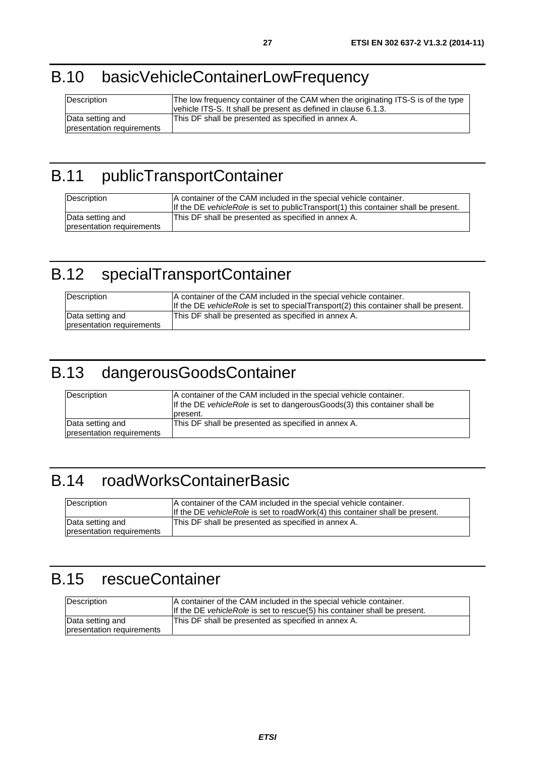# B.10 basicVehicleContainerLowFrequency

| Description | The low frequency container of the CAM when the originating ITS-S is of the type vehicle ITS-S. It shall be present as defined in clause 6.1.3. |
|---|---|
| Data setting and presentation requirements | This DF shall be presented as specified in annex A. |

# B.11 publicTransportContainer

| Description | A container of the CAM included in the special vehicle container. If the DE *vehicleRole* is set to publicTransport(1) this container shall be present. |
|---|---|
| Data setting and presentation requirements | This DF shall be presented as specified in annex A. |

# B.12 specialTransportContainer

| Description | A container of the CAM included in the special vehicle container. If the DE *vehicleRole* is set to specialTransport(2) this container shall be present. |
|---|---|
| Data setting and presentation requirements | This DF shall be presented as specified in annex A. |

# B.13 dangerousGoodsContainer

| Description | A container of the CAM included in the special vehicle container. If the DE *vehicleRole* is set to dangerousGoods(3) this container shall be present. |
|---|---|
| Data setting and presentation requirements | This DF shall be presented as specified in annex A. |

# B.14 roadWorksContainerBasic

| Description | A container of the CAM included in the special vehicle container. If the DE *vehicleRole* is set to roadWork(4) this container shall be present. |
|---|---|
| Data setting and presentation requirements | This DF shall be presented as specified in annex A. |

# B.15 rescueContainer

| Description | A container of the CAM included in the special vehicle container. If the DE *vehicleRole* is set to rescue(5) his container shall be present. |
|---|---|
| Data setting and presentation requirements | This DF shall be presented as specified in annex A. |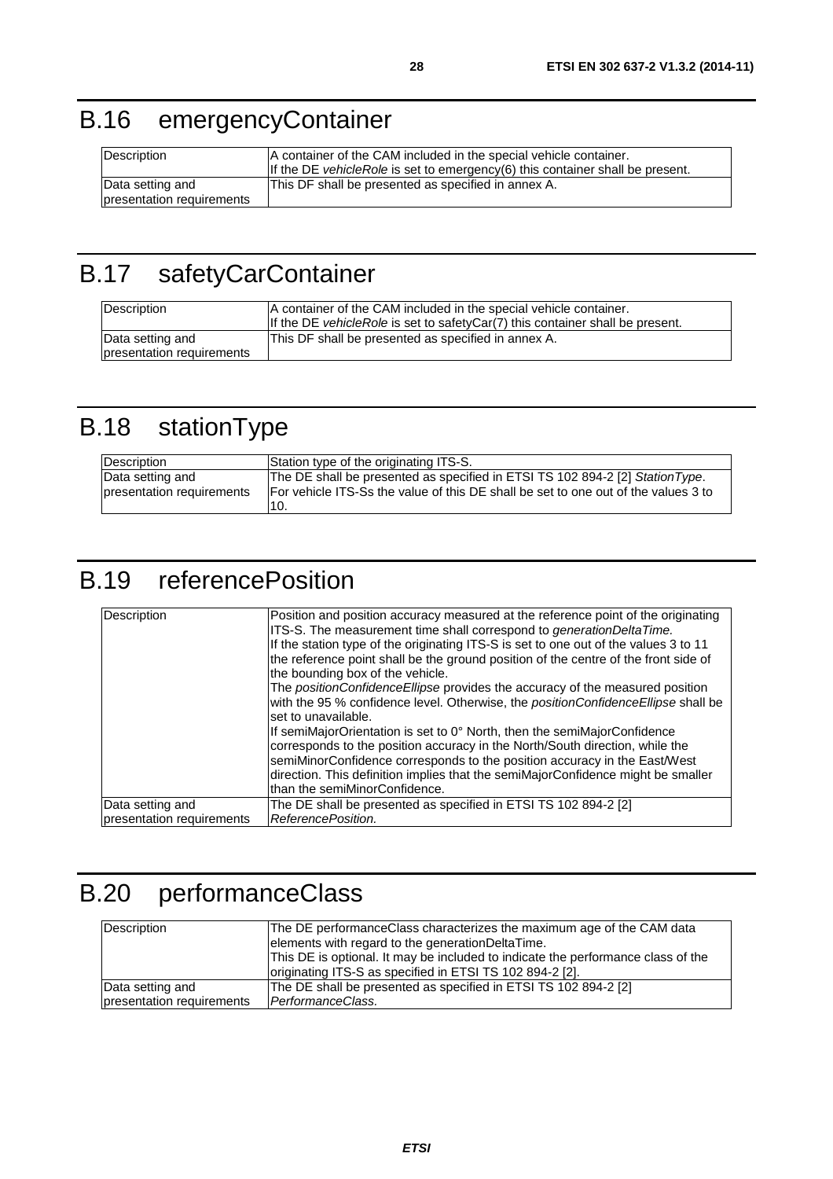# B.16 emergencyContainer

| Description | A container of the CAM included in the special vehicle container.<br>If the DE *vehicleRole* is set to emergency(6) this container shall be present. |
|---|---|
| Data setting and presentation requirements | This DF shall be presented as specified in annex A. |

# B.17 safetyCarContainer

| Description | A container of the CAM included in the special vehicle container.<br>If the DE *vehicleRole* is set to safetyCar(7) this container shall be present. |
|---|---|
| Data setting and presentation requirements | This DF shall be presented as specified in annex A. |

# B.18 stationType

| Description | Station type of the originating ITS-S. |
|---|---|
| Data setting and presentation requirements | The DE shall be presented as specified in ETSI TS 102 894-2 [2] *StationType*.<br>For vehicle ITS-Ss the value of this DE shall be set to one out of the values 3 to 10. |

# B.19 referencePosition

| Description | Position and position accuracy measured at the reference point of the originating ITS-S. The measurement time shall correspond to *generationDeltaTime.*<br>If the station type of the originating ITS-S is set to one out of the values 3 to 11 the reference point shall be the ground position of the centre of the front side of the bounding box of the vehicle.<br>The *positionConfidenceEllipse* provides the accuracy of the measured position with the 95 % confidence level. Otherwise, the *positionConfidenceEllipse* shall be set to unavailable.<br>If semiMajorOrientation is set to 0° North, then the semiMajorConfidence corresponds to the position accuracy in the North/South direction, while the semiMinorConfidence corresponds to the position accuracy in the East/West direction. This definition implies that the semiMajorConfidence might be smaller than the semiMinorConfidence. |
|---|---|
| Data setting and presentation requirements | The DE shall be presented as specified in ETSI TS 102 894-2 [2] *ReferencePosition.* |

# B.20 performanceClass

| Description | The DE performanceClass characterizes the maximum age of the CAM data elements with regard to the generationDeltaTime.<br>This DE is optional. It may be included to indicate the performance class of the originating ITS-S as specified in ETSI TS 102 894-2 [2]. |
|---|---|
| Data setting and presentation requirements | The DE shall be presented as specified in ETSI TS 102 894-2 [2] *PerformanceClass.* |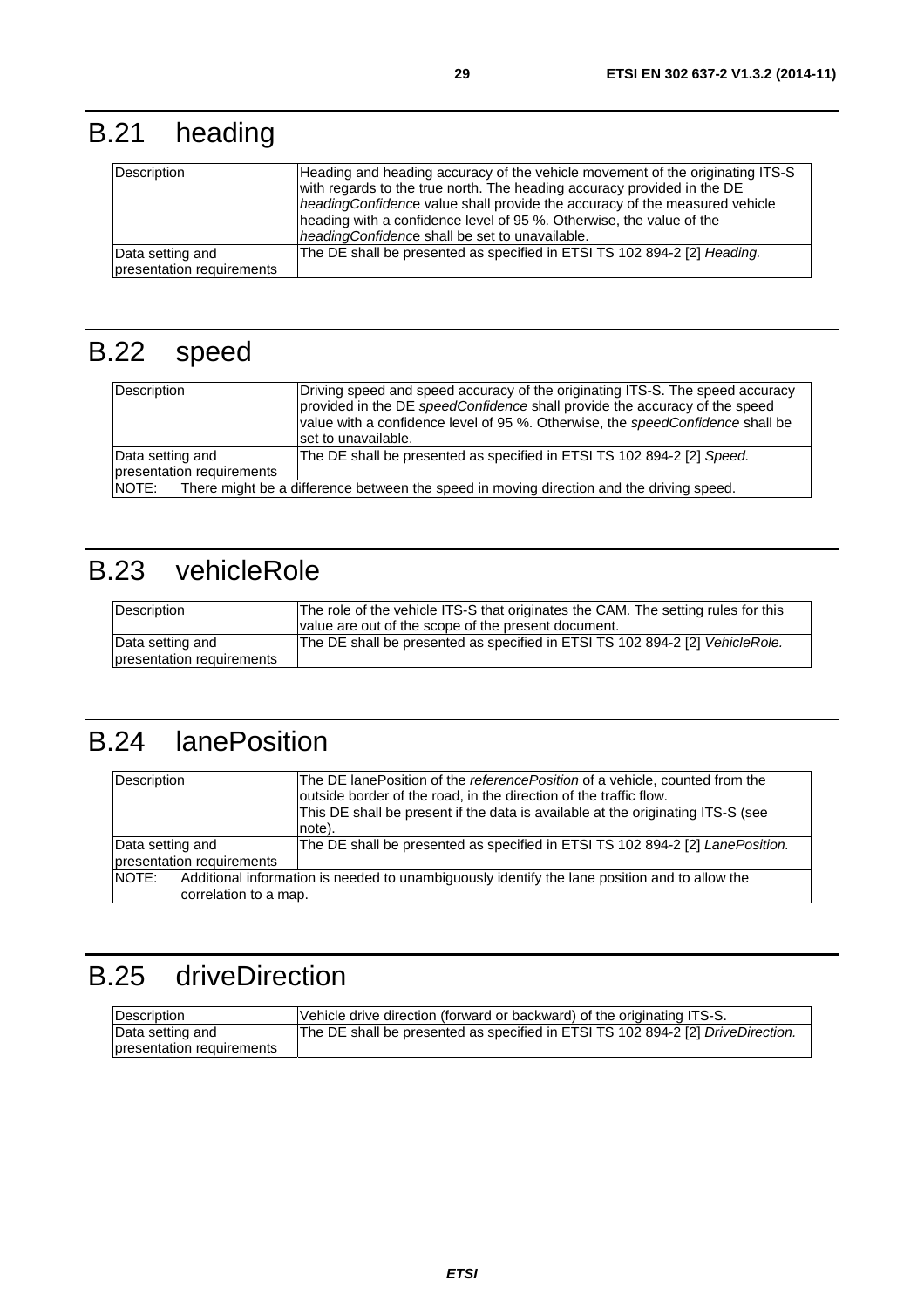# B.21 heading

| Description | Heading and heading accuracy of the vehicle movement of the originating ITS-S with regards to the true north. The heading accuracy provided in the DE *headingConfidence* value shall provide the accuracy of the measured vehicle heading with a confidence level of 95 %. Otherwise, the value of the *headingConfidence* shall be set to unavailable. |
|---|---|
| Data setting and presentation requirements | The DE shall be presented as specified in ETSI TS 102 894-2 [2] *Heading.* |

# B.22 speed

| Description | Driving speed and speed accuracy of the originating ITS-S. The speed accuracy provided in the DE *speedConfidence* shall provide the accuracy of the speed value with a confidence level of 95 %. Otherwise, the *speedConfidence* shall be set to unavailable. |
|---|---|
| Data setting and presentation requirements | The DE shall be presented as specified in ETSI TS 102 894-2 [2] *Speed.* |
| NOTE: There might be a difference between the speed in moving direction and the driving speed. | |

# B.23 vehicleRole

| Description | The role of the vehicle ITS-S that originates the CAM. The setting rules for this value are out of the scope of the present document. |
|---|---|
| Data setting and presentation requirements | The DE shall be presented as specified in ETSI TS 102 894-2 [2] *VehicleRole.* |

# B.24 lanePosition

| Description | The DE lanePosition of the *referencePosition* of a vehicle, counted from the outside border of the road, in the direction of the traffic flow. This DE shall be present if the data is available at the originating ITS-S (see note). |
|---|---|
| Data setting and presentation requirements | The DE shall be presented as specified in ETSI TS 102 894-2 [2] *LanePosition.* |
| NOTE: Additional information is needed to unambiguously identify the lane position and to allow the correlation to a map. | |

# B.25 driveDirection

| Description | Vehicle drive direction (forward or backward) of the originating ITS-S. |
|---|---|
| Data setting and presentation requirements | The DE shall be presented as specified in ETSI TS 102 894-2 [2] *DriveDirection.* |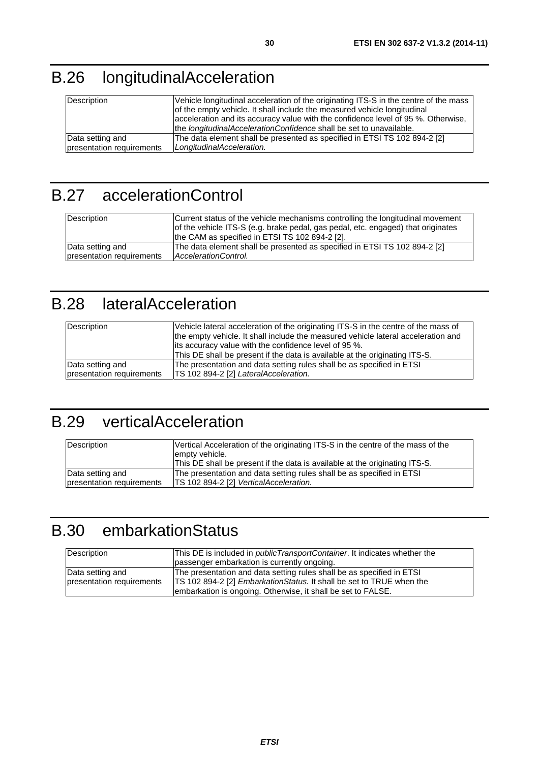# B.26 longitudinalAcceleration

| | |
|---|---|
| Description | Vehicle longitudinal acceleration of the originating ITS-S in the centre of the mass of the empty vehicle. It shall include the measured vehicle longitudinal acceleration and its accuracy value with the confidence level of 95 %. Otherwise, the *longitudinalAccelerationConfidence* shall be set to unavailable. |
| Data setting and presentation requirements | The data element shall be presented as specified in ETSI TS 102 894-2 [2] *LongitudinalAcceleration.* |

# B.27 accelerationControl

| | |
|---|---|
| Description | Current status of the vehicle mechanisms controlling the longitudinal movement of the vehicle ITS-S (e.g. brake pedal, gas pedal, etc. engaged) that originates the CAM as specified in ETSI TS 102 894-2 [2]. |
| Data setting and presentation requirements | The data element shall be presented as specified in ETSI TS 102 894-2 [2] *AccelerationControl.* |

# B.28 lateralAcceleration

| | |
|---|---|
| Description | Vehicle lateral acceleration of the originating ITS-S in the centre of the mass of the empty vehicle. It shall include the measured vehicle lateral acceleration and its accuracy value with the confidence level of 95 %.<br>This DE shall be present if the data is available at the originating ITS-S. |
| Data setting and presentation requirements | The presentation and data setting rules shall be as specified in ETSI TS 102 894-2 [2] *LateralAcceleration.* |

# B.29 verticalAcceleration

| | |
|---|---|
| Description | Vertical Acceleration of the originating ITS-S in the centre of the mass of the empty vehicle.<br>This DE shall be present if the data is available at the originating ITS-S. |
| Data setting and presentation requirements | The presentation and data setting rules shall be as specified in ETSI TS 102 894-2 [2] *VerticalAcceleration.* |

# B.30 embarkationStatus

| | |
|---|---|
| Description | This DE is included in *publicTransportContainer*. It indicates whether the passenger embarkation is currently ongoing. |
| Data setting and presentation requirements | The presentation and data setting rules shall be as specified in ETSI TS 102 894-2 [2] *EmbarkationStatus.* It shall be set to TRUE when the embarkation is ongoing. Otherwise, it shall be set to FALSE. |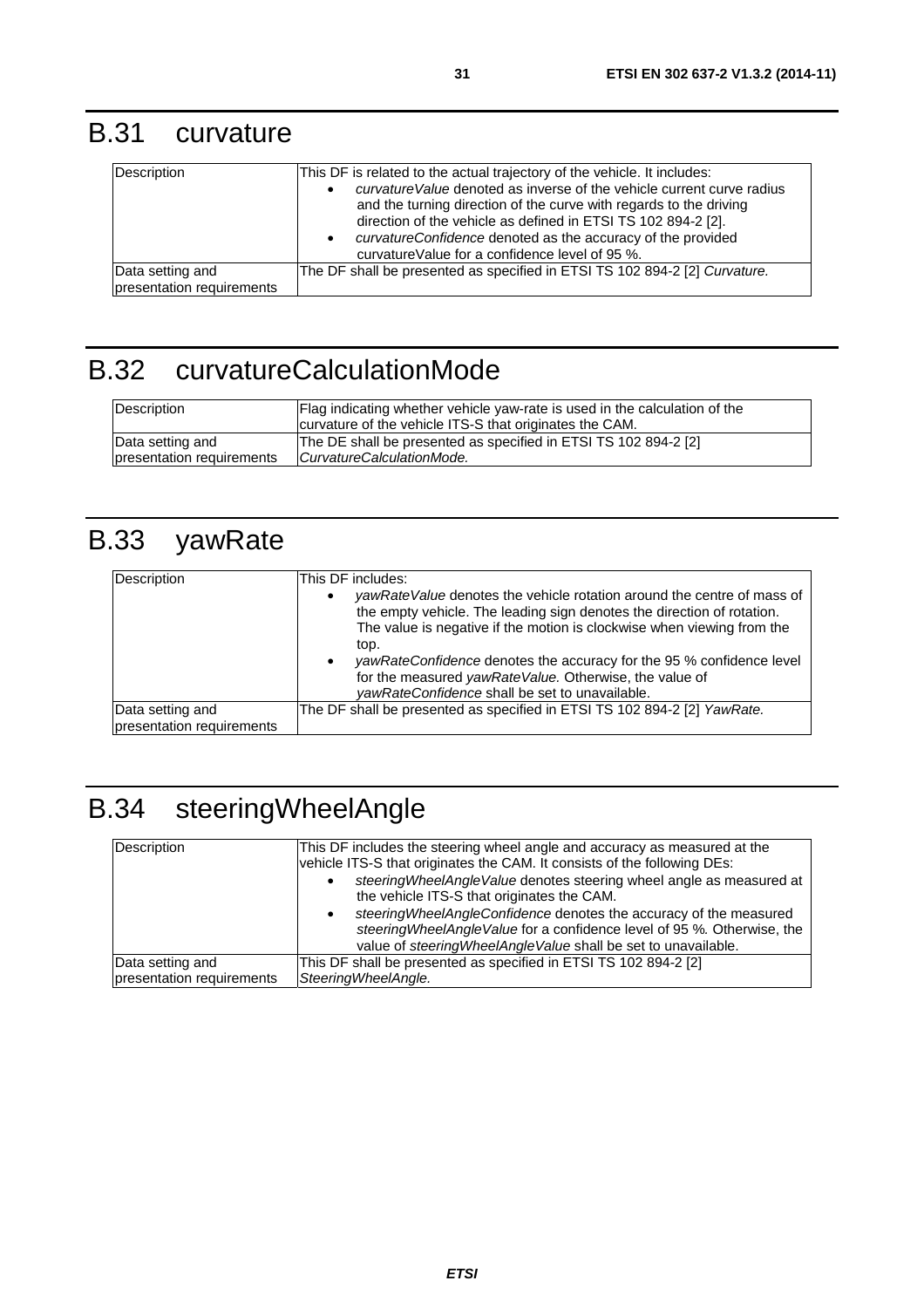# B.31 curvature

| Description | This DF is related to the actual trajectory of the vehicle. It includes:<br>• *curvatureValue* denoted as inverse of the vehicle current curve radius and the turning direction of the curve with regards to the driving direction of the vehicle as defined in ETSI TS 102 894-2 [2].<br>• *curvatureConfidence* denoted as the accuracy of the provided curvatureValue for a confidence level of 95 %. |
|---|---|
| Data setting and presentation requirements | The DF shall be presented as specified in ETSI TS 102 894-2 [2] *Curvature.* |

# B.32 curvatureCalculationMode

| Description | Flag indicating whether vehicle yaw-rate is used in the calculation of the curvature of the vehicle ITS-S that originates the CAM. |
|---|---|
| Data setting and presentation requirements | The DE shall be presented as specified in ETSI TS 102 894-2 [2] *CurvatureCalculationMode.* |

# B.33 yawRate

| Description | This DF includes:<br>• *yawRateValue* denotes the vehicle rotation around the centre of mass of the empty vehicle. The leading sign denotes the direction of rotation. The value is negative if the motion is clockwise when viewing from the top.<br>• *yawRateConfidence* denotes the accuracy for the 95 % confidence level for the measured *yawRateValue.* Otherwise, the value of *yawRateConfidence* shall be set to unavailable. |
|---|---|
| Data setting and presentation requirements | The DF shall be presented as specified in ETSI TS 102 894-2 [2] *YawRate.* |

# B.34 steeringWheelAngle

| Description | This DF includes the steering wheel angle and accuracy as measured at the vehicle ITS-S that originates the CAM. It consists of the following DEs:<br>• *steeringWheelAngleValue* denotes steering wheel angle as measured at the vehicle ITS-S that originates the CAM.<br>• *steeringWheelAngleConfidence* denotes the accuracy of the measured *steeringWheelAngleValue* for a confidence level of 95 %. Otherwise, the value of *steeringWheelAngleValue* shall be set to unavailable. |
|---|---|
| Data setting and presentation requirements | This DF shall be presented as specified in ETSI TS 102 894-2 [2] *SteeringWheelAngle.* |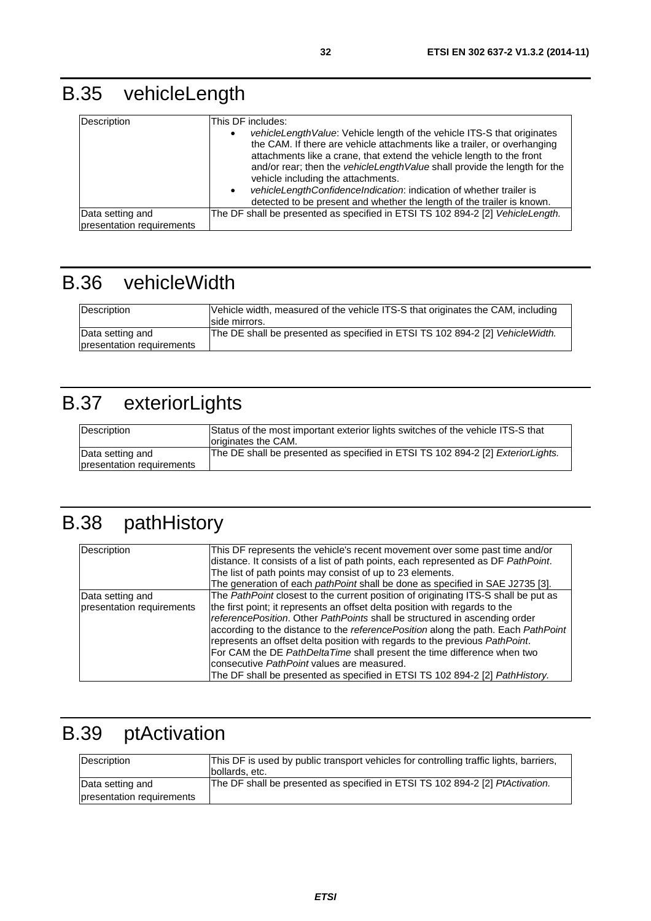# B.35 vehicleLength

| | |
|---|---|
| Description | This DF includes:<br>• *vehicleLengthValue*: Vehicle length of the vehicle ITS-S that originates the CAM. If there are vehicle attachments like a trailer, or overhanging attachments like a crane, that extend the vehicle length to the front and/or rear; then the *vehicleLengthValue* shall provide the length for the vehicle including the attachments.<br>• *vehicleLengthConfidenceIndication*: indication of whether trailer is detected to be present and whether the length of the trailer is known. |
| Data setting and presentation requirements | The DF shall be presented as specified in ETSI TS 102 894-2 [2] *VehicleLength.* |

# B.36 vehicleWidth

| | |
|---|---|
| Description | Vehicle width, measured of the vehicle ITS-S that originates the CAM, including side mirrors. |
| Data setting and presentation requirements | The DE shall be presented as specified in ETSI TS 102 894-2 [2] *VehicleWidth.* |

# B.37 exteriorLights

| | |
|---|---|
| Description | Status of the most important exterior lights switches of the vehicle ITS-S that originates the CAM. |
| Data setting and presentation requirements | The DE shall be presented as specified in ETSI TS 102 894-2 [2] *ExteriorLights.* |

# B.38 pathHistory

| | |
|---|---|
| Description | This DF represents the vehicle's recent movement over some past time and/or distance. It consists of a list of path points, each represented as DF *PathPoint*. The list of path points may consist of up to 23 elements.<br>The generation of each *pathPoint* shall be done as specified in SAE J2735 [3]. |
| Data setting and presentation requirements | The *PathPoint* closest to the current position of originating ITS-S shall be put as the first point; it represents an offset delta position with regards to the *referencePosition*. Other *PathPoints* shall be structured in ascending order according to the distance to the *referencePosition* along the path. Each *PathPoint* represents an offset delta position with regards to the previous *PathPoint*.<br>For CAM the DE *PathDeltaTime* shall present the time difference when two consecutive *PathPoint* values are measured.<br>The DF shall be presented as specified in ETSI TS 102 894-2 [2] *PathHistory.* |

# B.39 ptActivation

| | |
|---|---|
| Description | This DF is used by public transport vehicles for controlling traffic lights, barriers, bollards, etc. |
| Data setting and presentation requirements | The DF shall be presented as specified in ETSI TS 102 894-2 [2] *PtActivation.* |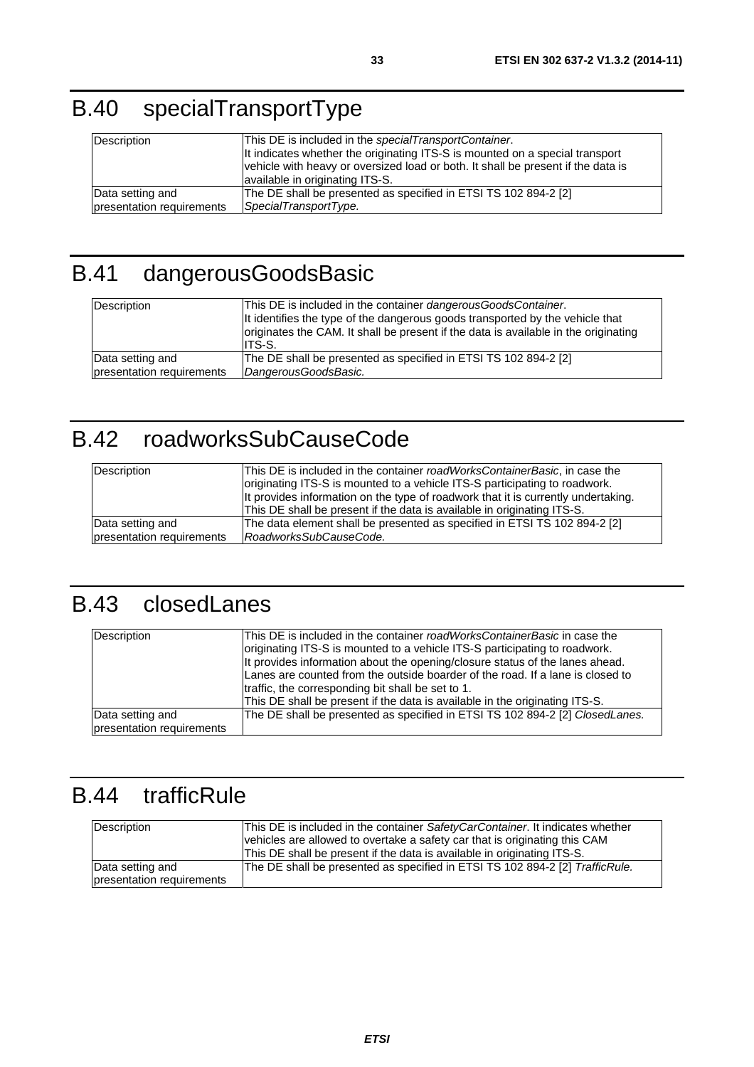# B.40 specialTransportType

| Description | This DE is included in the *specialTransportContainer*. It indicates whether the originating ITS-S is mounted on a special transport vehicle with heavy or oversized load or both. It shall be present if the data is available in originating ITS-S. |
|---|---|
| Data setting and presentation requirements | The DE shall be presented as specified in ETSI TS 102 894-2 [2] *SpecialTransportType.* |

# B.41 dangerousGoodsBasic

| Description | This DE is included in the container *dangerousGoodsContainer*. It identifies the type of the dangerous goods transported by the vehicle that originates the CAM. It shall be present if the data is available in the originating ITS-S. |
|---|---|
| Data setting and presentation requirements | The DE shall be presented as specified in ETSI TS 102 894-2 [2] *DangerousGoodsBasic.* |

# B.42 roadworksSubCauseCode

| Description | This DE is included in the container *roadWorksContainerBasic*, in case the originating ITS-S is mounted to a vehicle ITS-S participating to roadwork. It provides information on the type of roadwork that it is currently undertaking. This DE shall be present if the data is available in originating ITS-S. |
|---|---|
| Data setting and presentation requirements | The data element shall be presented as specified in ETSI TS 102 894-2 [2] *RoadworksSubCauseCode.* |

# B.43 closedLanes

| Description | This DE is included in the container *roadWorksContainerBasic* in case the originating ITS-S is mounted to a vehicle ITS-S participating to roadwork. It provides information about the opening/closure status of the lanes ahead. Lanes are counted from the outside boarder of the road. If a lane is closed to traffic, the corresponding bit shall be set to 1. This DE shall be present if the data is available in the originating ITS-S. |
|---|---|
| Data setting and presentation requirements | The DE shall be presented as specified in ETSI TS 102 894-2 [2] *ClosedLanes.* |

# B.44 trafficRule

| Description | This DE is included in the container *SafetyCarContainer*. It indicates whether vehicles are allowed to overtake a safety car that is originating this CAM This DE shall be present if the data is available in originating ITS-S. |
|---|---|
| Data setting and presentation requirements | The DE shall be presented as specified in ETSI TS 102 894-2 [2] *TrafficRule.* |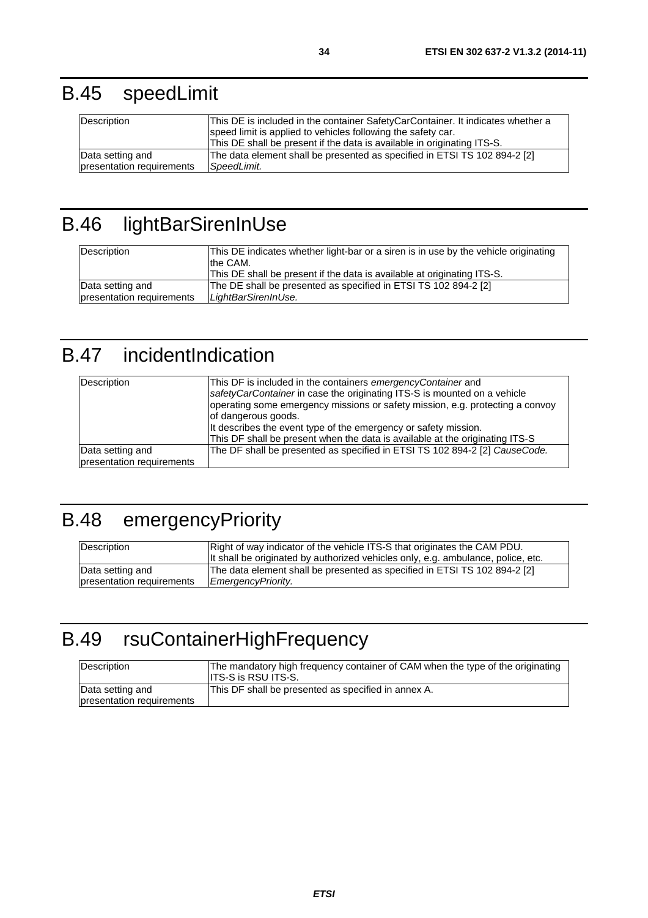# B.45 speedLimit

| | |
|---|---|
| Description | This DE is included in the container SafetyCarContainer. It indicates whether a speed limit is applied to vehicles following the safety car.<br>This DE shall be present if the data is available in originating ITS-S. |
| Data setting and presentation requirements | The data element shall be presented as specified in ETSI TS 102 894-2 [2] *SpeedLimit.* |

# B.46 lightBarSirenInUse

| | |
|---|---|
| Description | This DE indicates whether light-bar or a siren is in use by the vehicle originating the CAM.<br>This DE shall be present if the data is available at originating ITS-S. |
| Data setting and presentation requirements | The DE shall be presented as specified in ETSI TS 102 894-2 [2] *LightBarSirenInUse.* |

# B.47 incidentIndication

| | |
|---|---|
| Description | This DF is included in the containers *emergencyContainer* and *safetyCarContainer* in case the originating ITS-S is mounted on a vehicle operating some emergency missions or safety mission, e.g. protecting a convoy of dangerous goods.<br>It describes the event type of the emergency or safety mission.<br>This DF shall be present when the data is available at the originating ITS-S |
| Data setting and presentation requirements | The DF shall be presented as specified in ETSI TS 102 894-2 [2] *CauseCode.* |

# B.48 emergencyPriority

| | |
|---|---|
| Description | Right of way indicator of the vehicle ITS-S that originates the CAM PDU.<br>It shall be originated by authorized vehicles only, e.g. ambulance, police, etc. |
| Data setting and presentation requirements | The data element shall be presented as specified in ETSI TS 102 894-2 [2] *EmergencyPriority.* |

# B.49 rsuContainerHighFrequency

| | |
|---|---|
| Description | The mandatory high frequency container of CAM when the type of the originating ITS-S is RSU ITS-S. |
| Data setting and presentation requirements | This DF shall be presented as specified in annex A. |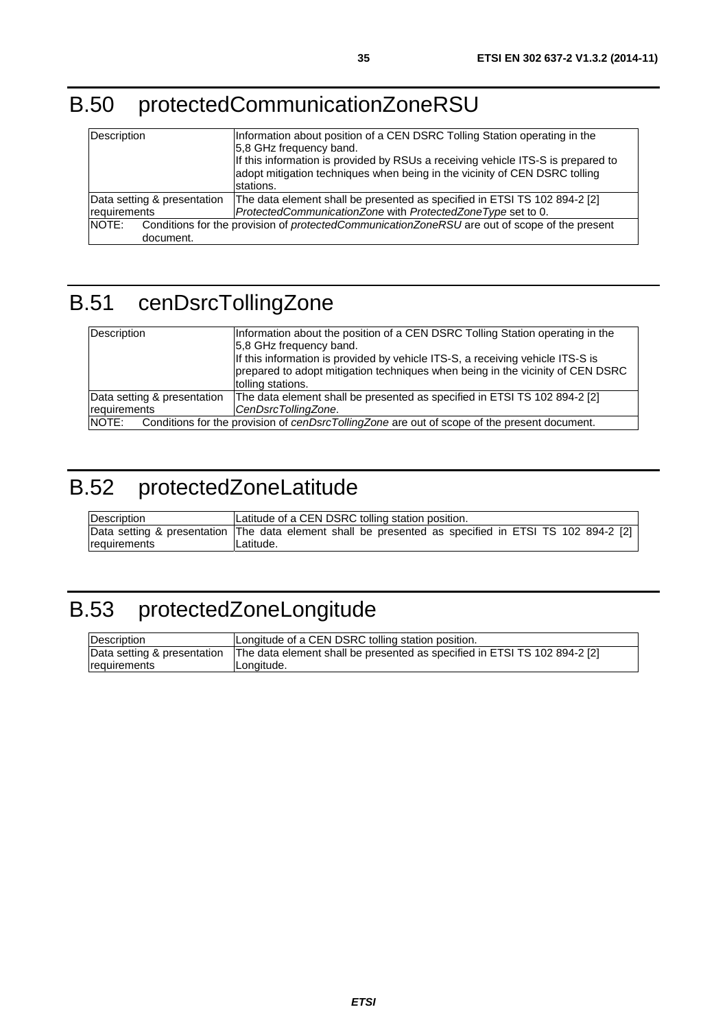# B.50 protectedCommunicationZoneRSU

| | |
|---|---|
| Description | Information about position of a CEN DSRC Tolling Station operating in the 5,8 GHz frequency band.<br>If this information is provided by RSUs a receiving vehicle ITS-S is prepared to adopt mitigation techniques when being in the vicinity of CEN DSRC tolling stations. |
| Data setting & presentation requirements | The data element shall be presented as specified in ETSI TS 102 894-2 [2] *ProtectedCommunicationZone* with *ProtectedZoneType* set to 0. |
| NOTE: Conditions for the provision of *protectedCommunicationZoneRSU* are out of scope of the present document. | |

# B.51 cenDsrcTollingZone

| | |
|---|---|
| Description | Information about the position of a CEN DSRC Tolling Station operating in the 5,8 GHz frequency band.<br>If this information is provided by vehicle ITS-S, a receiving vehicle ITS-S is prepared to adopt mitigation techniques when being in the vicinity of CEN DSRC tolling stations. |
| Data setting & presentation requirements | The data element shall be presented as specified in ETSI TS 102 894-2 [2] *CenDsrcTollingZone*. |
| NOTE: Conditions for the provision of *cenDsrcTollingZone* are out of scope of the present document. | |

# B.52 protectedZoneLatitude

| | |
|---|---|
| Description | Latitude of a CEN DSRC tolling station position. |
| Data setting & presentation requirements | The data element shall be presented as specified in ETSI TS 102 894-2 [2] Latitude. |

# B.53 protectedZoneLongitude

| | |
|---|---|
| Description | Longitude of a CEN DSRC tolling station position. |
| Data setting & presentation requirements | The data element shall be presented as specified in ETSI TS 102 894-2 [2] Longitude. |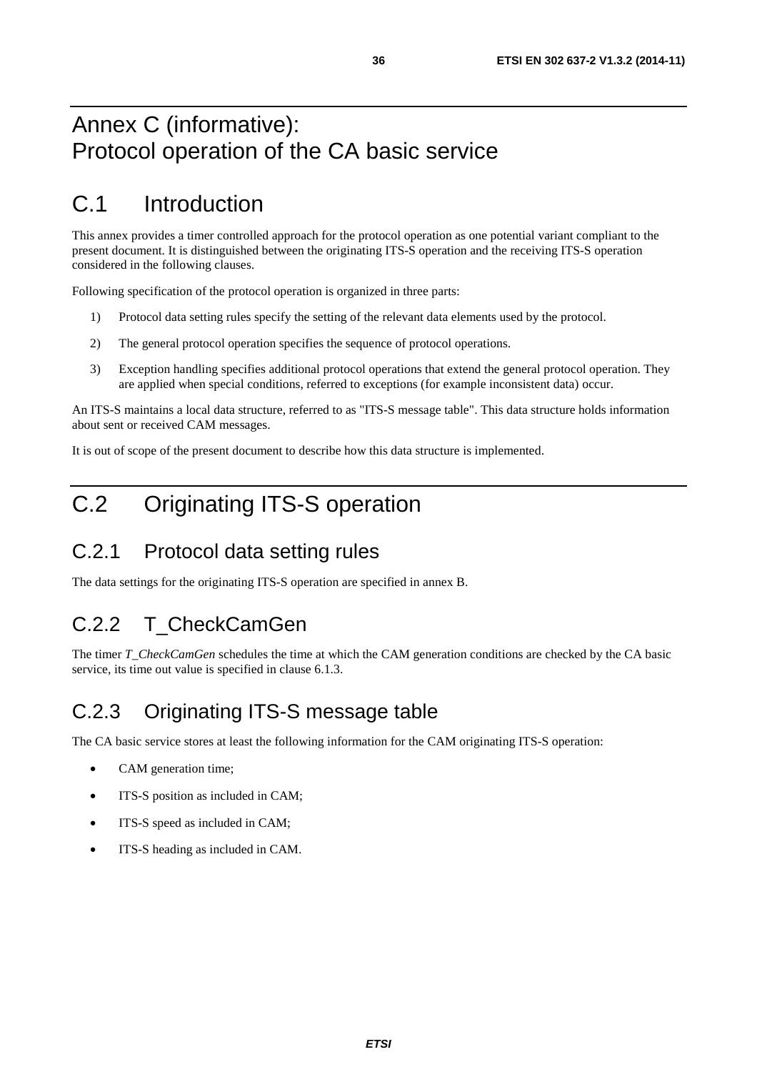# Annex C (informative): Protocol operation of the CA basic service

# C.1 Introduction

This annex provides a timer controlled approach for the protocol operation as one potential variant compliant to the present document. It is distinguished between the originating ITS-S operation and the receiving ITS-S operation considered in the following clauses.

Following specification of the protocol operation is organized in three parts:

1) Protocol data setting rules specify the setting of the relevant data elements used by the protocol.

2) The general protocol operation specifies the sequence of protocol operations.

3) Exception handling specifies additional protocol operations that extend the general protocol operation. They are applied when special conditions, referred to exceptions (for example inconsistent data) occur.

An ITS-S maintains a local data structure, referred to as "ITS-S message table". This data structure holds information about sent or received CAM messages.

It is out of scope of the present document to describe how this data structure is implemented.

# C.2 Originating ITS-S operation

## C.2.1 Protocol data setting rules

The data settings for the originating ITS-S operation are specified in annex B.

## C.2.2 T_CheckCamGen

The timer *T_CheckCamGen* schedules the time at which the CAM generation conditions are checked by the CA basic service, its time out value is specified in clause 6.1.3.

## C.2.3 Originating ITS-S message table

The CA basic service stores at least the following information for the CAM originating ITS-S operation:

- CAM generation time;
- ITS-S position as included in CAM;
- ITS-S speed as included in CAM;
- ITS-S heading as included in CAM.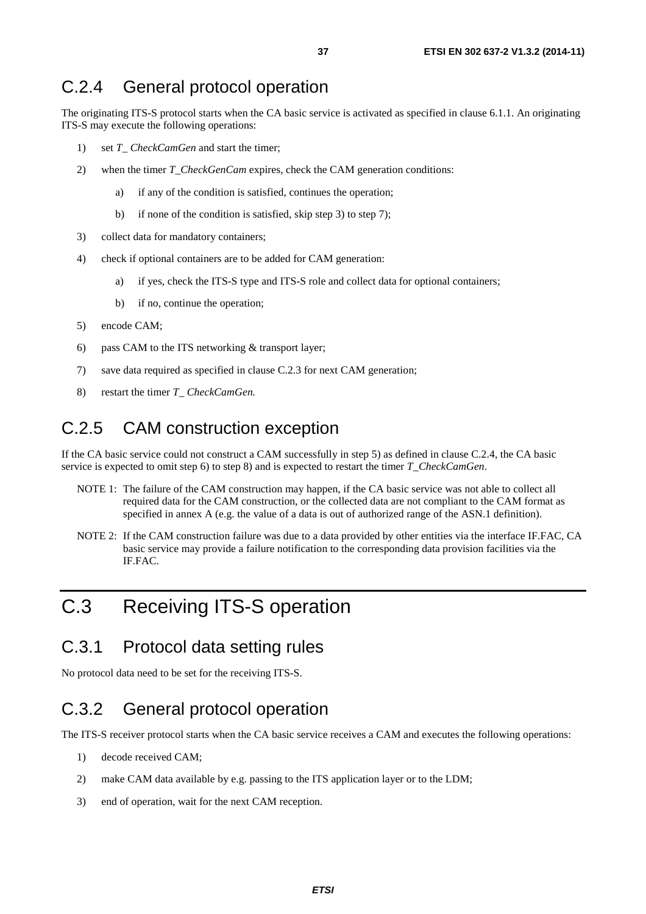## C.2.4 General protocol operation

The originating ITS-S protocol starts when the CA basic service is activated as specified in clause 6.1.1. An originating ITS-S may execute the following operations:

1) set *T_ CheckCamGen* and start the timer;
2) when the timer *T_CheckGenCam* expires, check the CAM generation conditions:
   a) if any of the condition is satisfied, continues the operation;
   b) if none of the condition is satisfied, skip step 3) to step 7);
3) collect data for mandatory containers;
4) check if optional containers are to be added for CAM generation:
   a) if yes, check the ITS-S type and ITS-S role and collect data for optional containers;
   b) if no, continue the operation;
5) encode CAM;
6) pass CAM to the ITS networking & transport layer;
7) save data required as specified in clause C.2.3 for next CAM generation;
8) restart the timer *T_ CheckCamGen.*

## C.2.5 CAM construction exception

If the CA basic service could not construct a CAM successfully in step 5) as defined in clause C.2.4, the CA basic service is expected to omit step 6) to step 8) and is expected to restart the timer *T_CheckCamGen*.

NOTE 1: The failure of the CAM construction may happen, if the CA basic service was not able to collect all required data for the CAM construction, or the collected data are not compliant to the CAM format as specified in annex A (e.g. the value of a data is out of authorized range of the ASN.1 definition).

NOTE 2: If the CAM construction failure was due to a data provided by other entities via the interface IF.FAC, CA basic service may provide a failure notification to the corresponding data provision facilities via the IF.FAC.

# C.3 Receiving ITS-S operation

## C.3.1 Protocol data setting rules

No protocol data need to be set for the receiving ITS-S.

## C.3.2 General protocol operation

The ITS-S receiver protocol starts when the CA basic service receives a CAM and executes the following operations:

1) decode received CAM;
2) make CAM data available by e.g. passing to the ITS application layer or to the LDM;
3) end of operation, wait for the next CAM reception.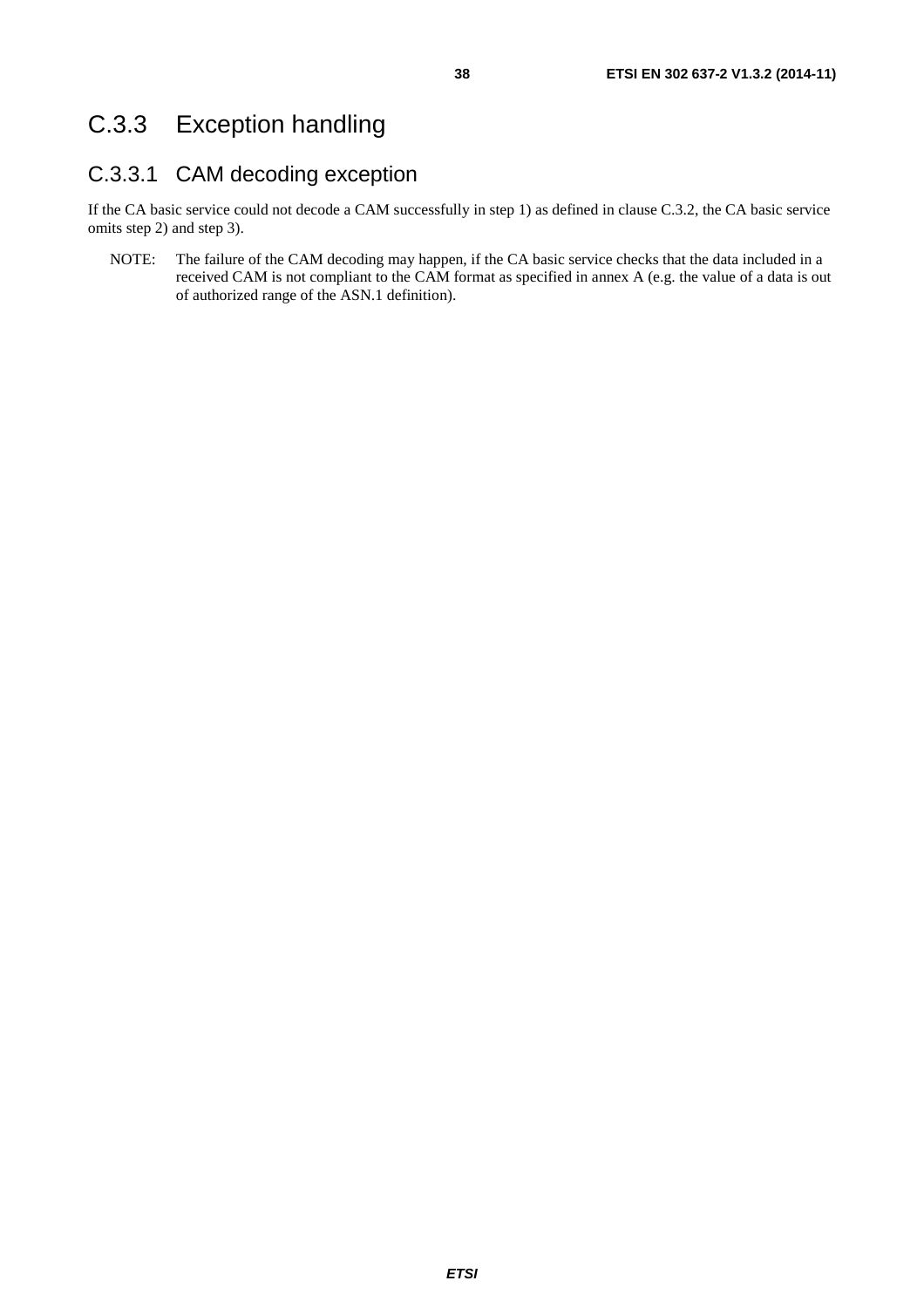## C.3.3 Exception handling

### C.3.3.1 CAM decoding exception

If the CA basic service could not decode a CAM successfully in step 1) as defined in clause C.3.2, the CA basic service omits step 2) and step 3).

NOTE: The failure of the CAM decoding may happen, if the CA basic service checks that the data included in a received CAM is not compliant to the CAM format as specified in annex A (e.g. the value of a data is out of authorized range of the ASN.1 definition).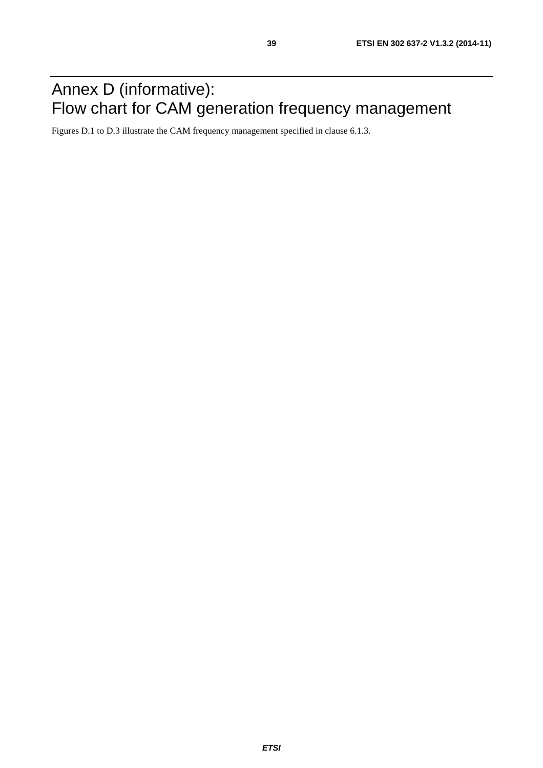# Annex D (informative): Flow chart for CAM generation frequency management

Figures D.1 to D.3 illustrate the CAM frequency management specified in clause 6.1.3.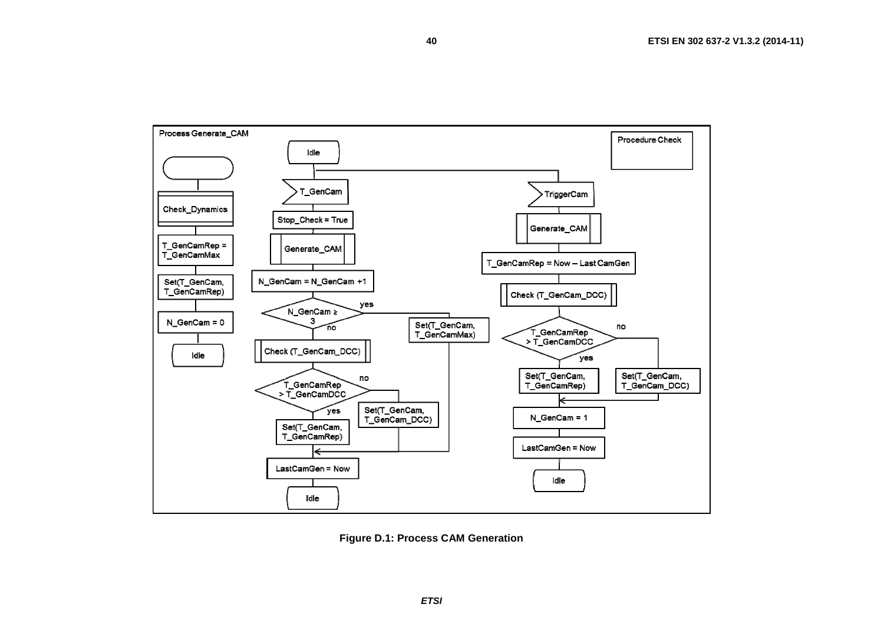Process Generate_CAM

Procedure Check

Check_Dynamics

T_GenCamRep = T_GenCamMax

Set(T_GenCam, T_GenCamRep)

N_GenCam = 0

Idle

T_GenCam

Stop_Check = True

Generate_CAM

N_GenCam = N_GenCam +1

N_GenCam ≥ 3

yes

no

Set(T_GenCam, T_GenCamMax)

Check (T_GenCam_DCC)

T_GenCamRep > T_GenCamDCC

no

yes

Set(T_GenCam, T_GenCamRep)

Set(T_GenCam, T_GenCam_DCC)

LastCamGen = Now

Idle

TriggerCam

Generate_CAM

T_GenCamRep = Now – Last CamGen

Check (T_GenCam_DCC)

T_GenCamRep > T_GenCamDCC

no

yes

Set(T_GenCam, T_GenCamRep)

Set(T_GenCam, T_GenCam_DCC)

N_GenCam = 1

LastCamGen = Now

Idle

**Figure D.1: Process CAM Generation**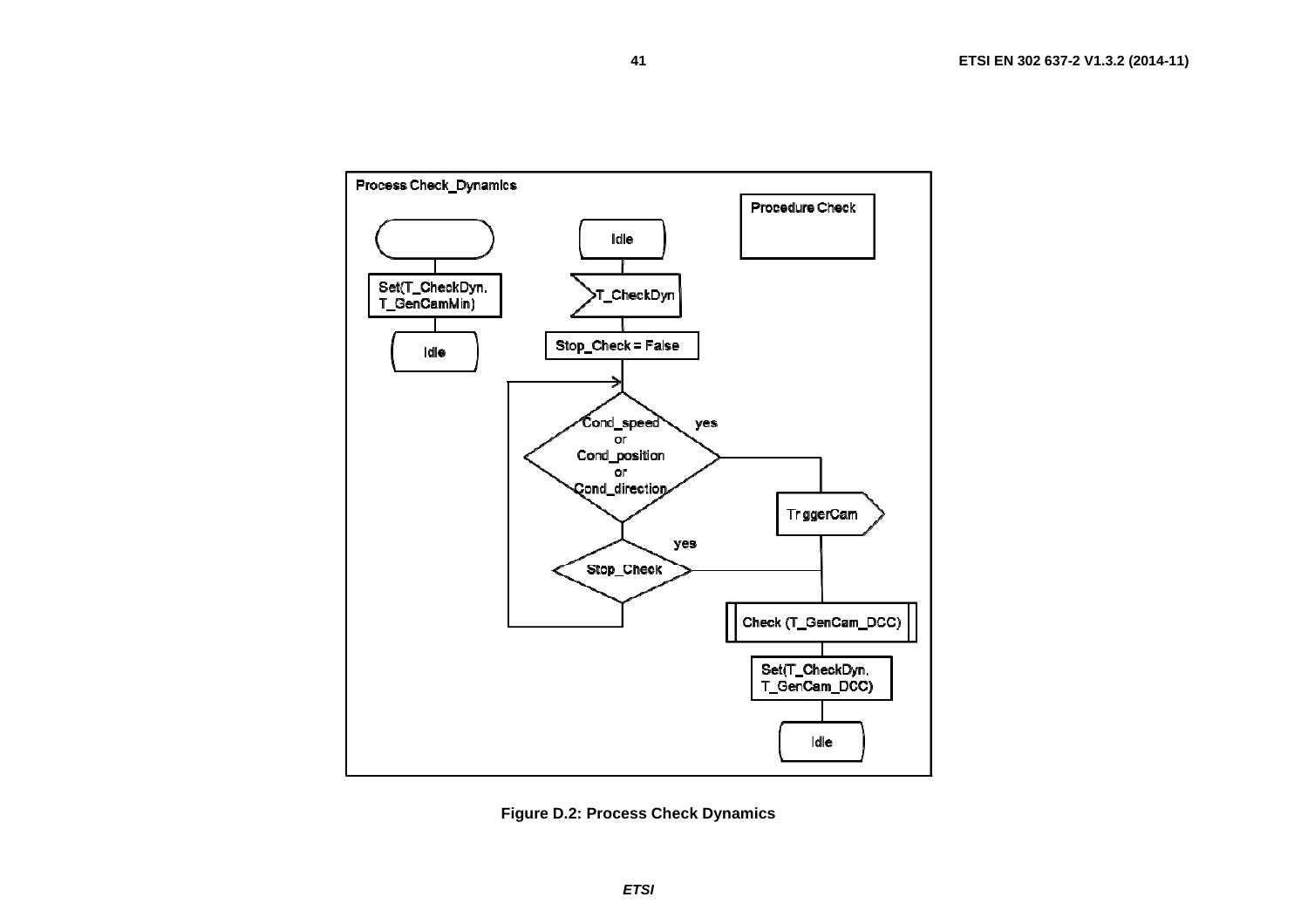Process Check_Dynamics

Procedure Check

Set(T_CheckDyn, T_GenCamMin)

Idle

Idle

T_CheckDyn

Stop_Check = False

Cond_speed or Cond_position or Cond_direction — yes

TriggerCam

Stop_Check — yes

Check (T_GenCam_DCC)

Set(T_CheckDyn, T_GenCam_DCC)

Idle

**Figure D.2: Process Check Dynamics**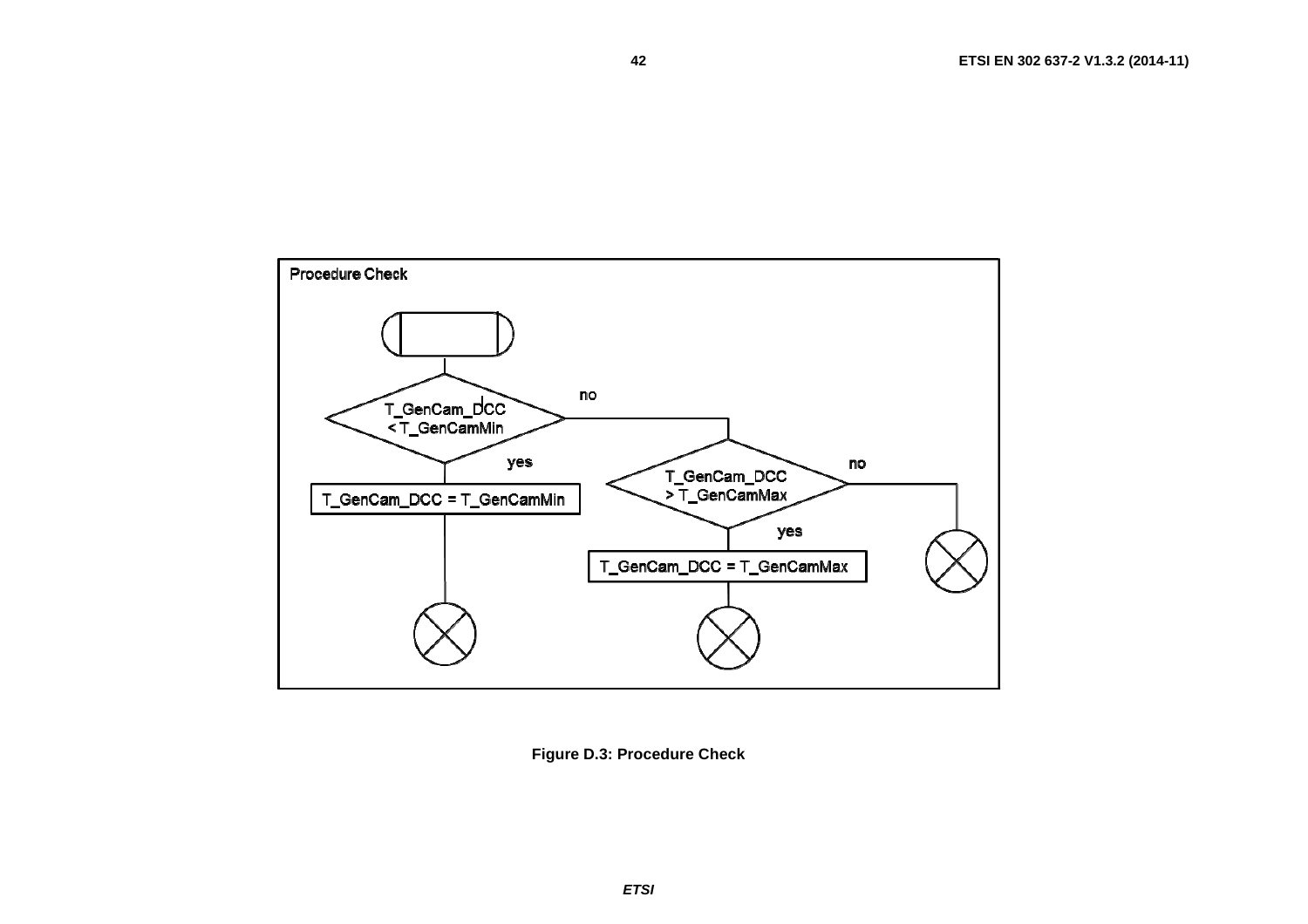Procedure Check

T_GenCam_DCC < T_GenCamMin

no

yes

T_GenCam_DCC = T_GenCamMin

T_GenCam_DCC > T_GenCamMax

no

yes

T_GenCam_DCC = T_GenCamMax

**Figure D.3: Procedure Check**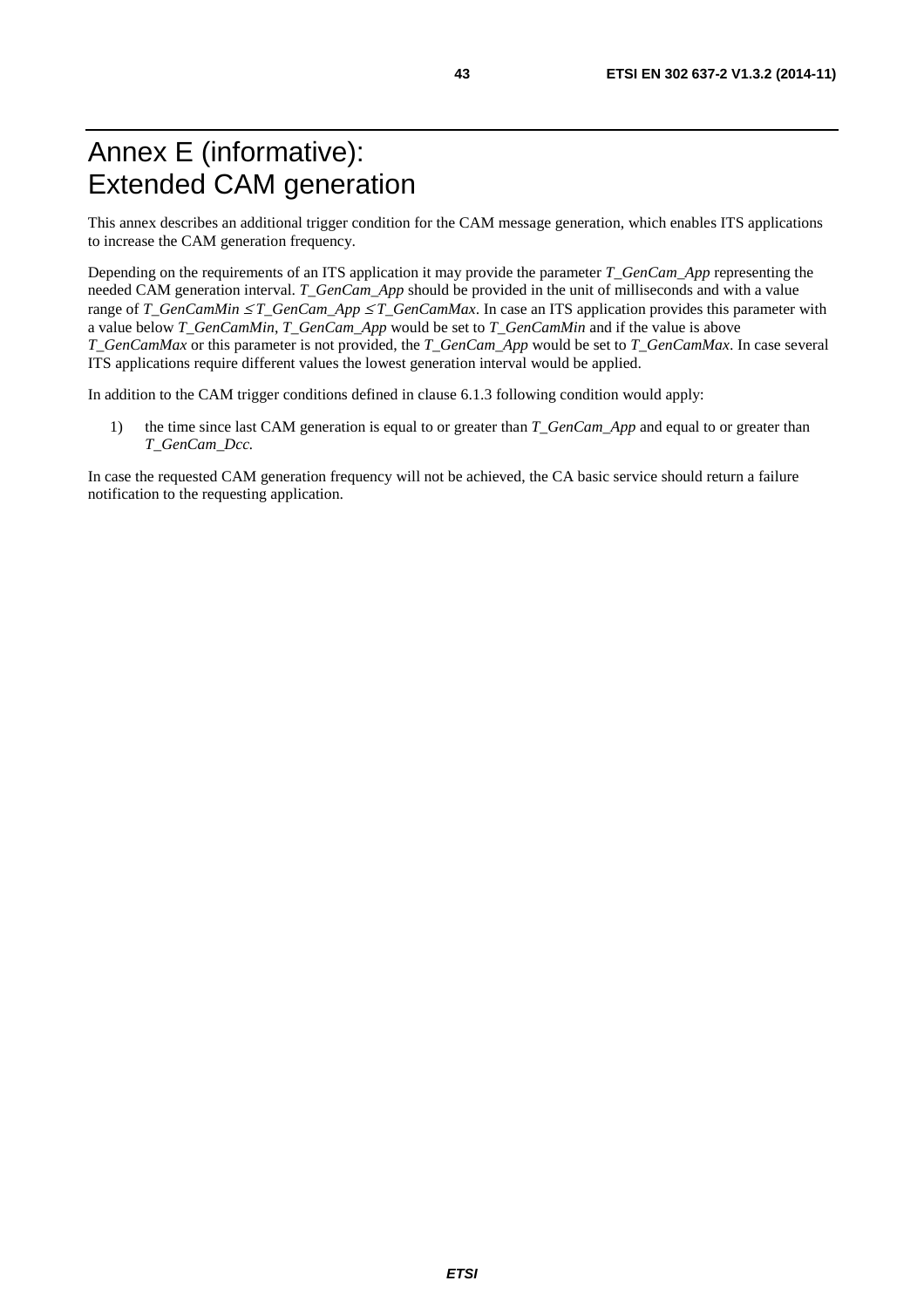# Annex E (informative): Extended CAM generation

This annex describes an additional trigger condition for the CAM message generation, which enables ITS applications to increase the CAM generation frequency.

Depending on the requirements of an ITS application it may provide the parameter *T_GenCam_App* representing the needed CAM generation interval. *T_GenCam_App* should be provided in the unit of milliseconds and with a value range of $T\_GenCamMin \leq T\_GenCam\_App \leq T\_GenCamMax$. In case an ITS application provides this parameter with a value below *T_GenCamMin*, *T_GenCam_App* would be set to *T_GenCamMin* and if the value is above *T_GenCamMax* or this parameter is not provided, the *T_GenCam_App* would be set to *T_GenCamMax*. In case several ITS applications require different values the lowest generation interval would be applied.

In addition to the CAM trigger conditions defined in clause 6.1.3 following condition would apply:

1) the time since last CAM generation is equal to or greater than *T_GenCam_App* and equal to or greater than *T_GenCam_Dcc*.

In case the requested CAM generation frequency will not be achieved, the CA basic service should return a failure notification to the requesting application.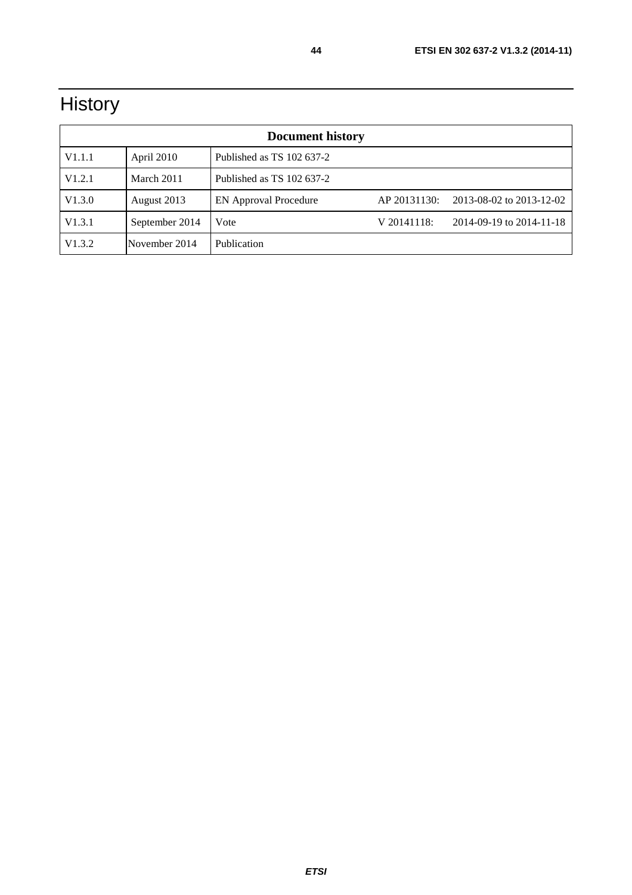# History

| Document history | | | | |
|---|---|---|---|---|
| V1.1.1 | April 2010 | Published as TS 102 637-2 | | |
| V1.2.1 | March 2011 | Published as TS 102 637-2 | | |
| V1.3.0 | August 2013 | EN Approval Procedure | AP 20131130: | 2013-08-02 to 2013-12-02 |
| V1.3.1 | September 2014 | Vote | V 20141118: | 2014-09-19 to 2014-11-18 |
| V1.3.2 | November 2014 | Publication | | |